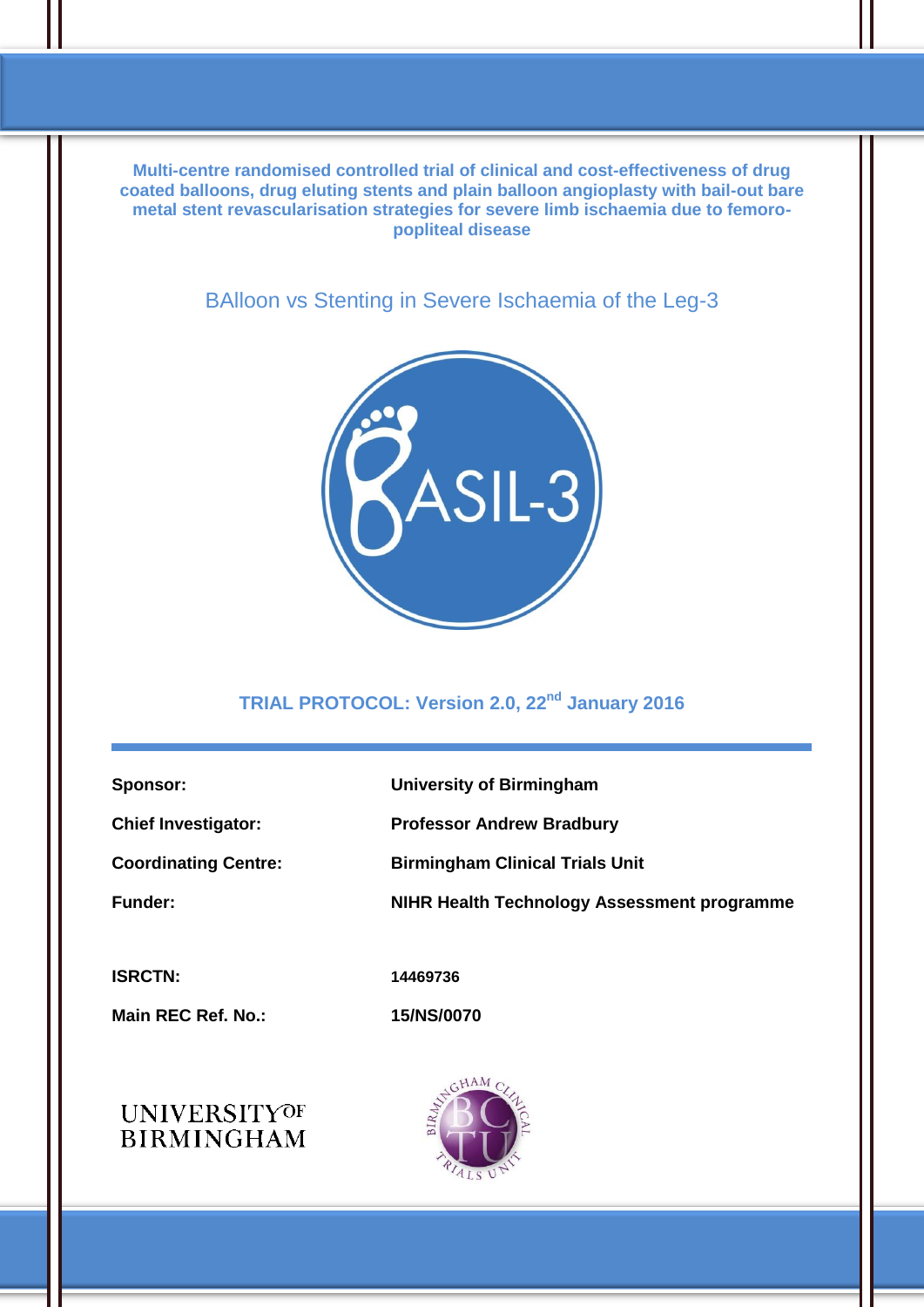**Multi-centre randomised controlled trial of clinical and cost-effectiveness of drug coated balloons, drug eluting stents and plain balloon angioplasty with bail-out bare metal stent revascularisation strategies for severe limb ischaemia due to femoro-popliteal disease**

BAlloon vs Stenting in Severe Ischaemia of the Leg-3

**TRIAL PROTOCOL: Version 2.0, 22nd January 2016**

| | |
|---|---|
| **Sponsor:** | **University of Birmingham** |
| **Chief Investigator:** | **Professor Andrew Bradbury** |
| **Coordinating Centre:** | **Birmingham Clinical Trials Unit** |
| **Funder:** | **NIHR Health Technology Assessment programme** |
| **ISRCTN:** | **14469736** |
| **Main REC Ref. No.:** | **15/NS/0070** |

UNIVERSITY OF BIRMINGHAM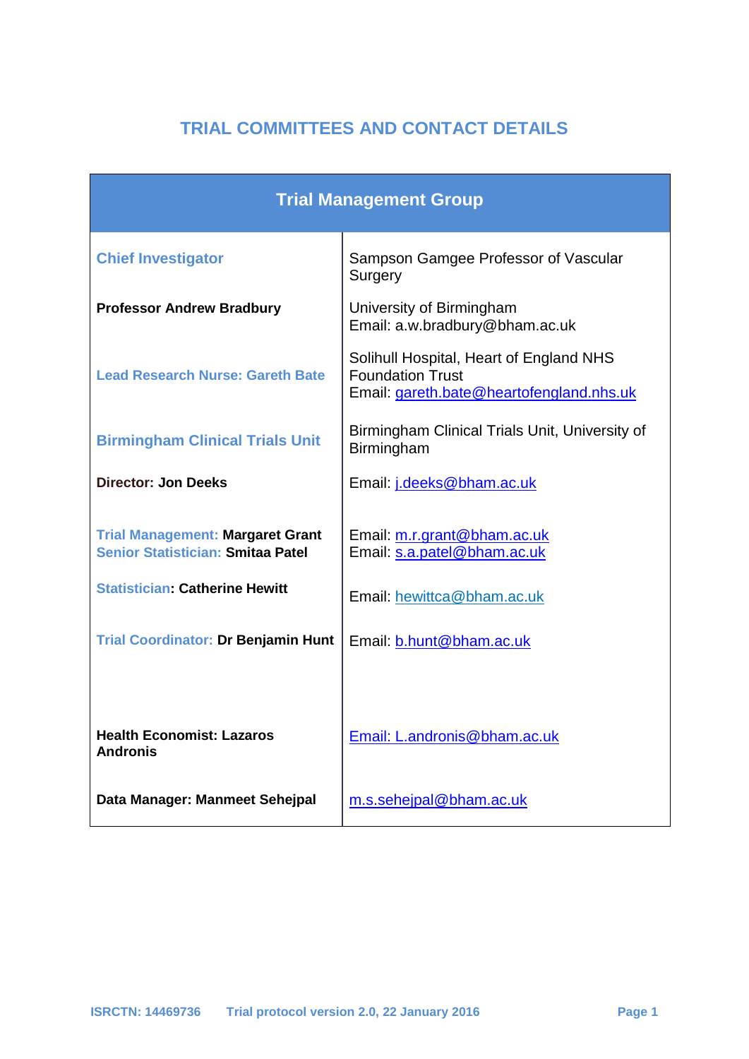# TRIAL COMMITTEES AND CONTACT DETAILS

| Trial Management Group | |
|---|---|
| **Chief Investigator** | Sampson Gamgee Professor of Vascular Surgery |
| **Professor Andrew Bradbury** | University of Birmingham<br>Email: a.w.bradbury@bham.ac.uk |
| **Lead Research Nurse: Gareth Bate** | Solihull Hospital, Heart of England NHS Foundation Trust<br>Email: gareth.bate@heartofengland.nhs.uk |
| **Birmingham Clinical Trials Unit** | Birmingham Clinical Trials Unit, University of Birmingham |
| **Director: Jon Deeks** | Email: j.deeks@bham.ac.uk |
| **Trial Management: Margaret Grant**<br>**Senior Statistician: Smitaa Patel** | Email: m.r.grant@bham.ac.uk<br>Email: s.a.patel@bham.ac.uk |
| **Statistician: Catherine Hewitt** | Email: hewittca@bham.ac.uk |
| **Trial Coordinator: Dr Benjamin Hunt** | Email: b.hunt@bham.ac.uk |
| **Health Economist: Lazaros Andronis** | Email: L.andronis@bham.ac.uk |
| **Data Manager: Manmeet Sehejpal** | m.s.sehejpal@bham.ac.uk |

ISRCTN: 14469736 Trial protocol version 2.0, 22 January 2016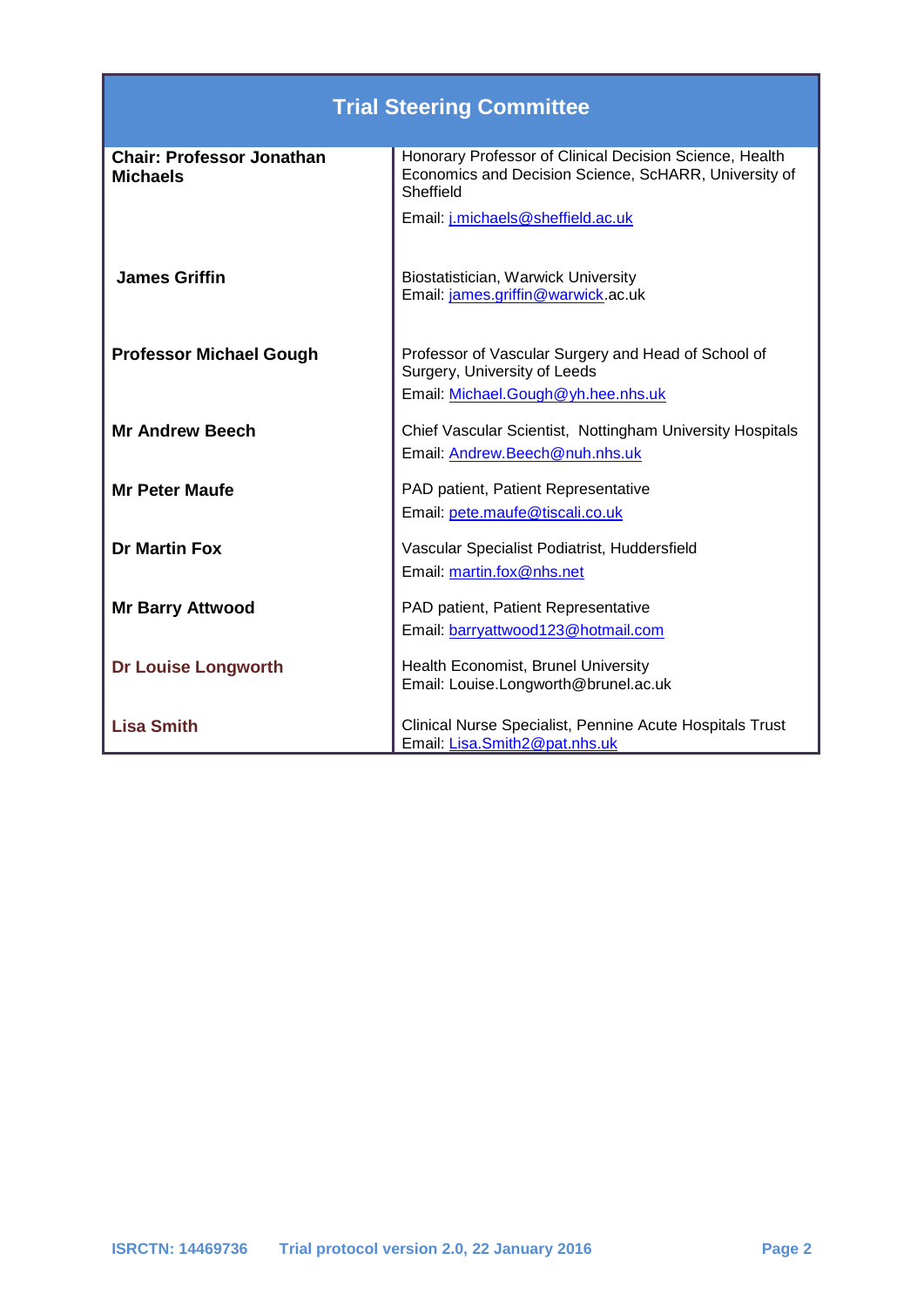| Trial Steering Committee | |
|---|---|
| **Chair: Professor Jonathan Michaels** | Honorary Professor of Clinical Decision Science, Health Economics and Decision Science, ScHARR, University of Sheffield<br>Email: j.michaels@sheffield.ac.uk |
| **James Griffin** | Biostatistician, Warwick University<br>Email: james.griffin@warwick.ac.uk |
| **Professor Michael Gough** | Professor of Vascular Surgery and Head of School of Surgery, University of Leeds<br>Email: Michael.Gough@yh.hee.nhs.uk |
| **Mr Andrew Beech** | Chief Vascular Scientist, Nottingham University Hospitals<br>Email: Andrew.Beech@nuh.nhs.uk |
| **Mr Peter Maufe** | PAD patient, Patient Representative<br>Email: pete.maufe@tiscali.co.uk |
| **Dr Martin Fox** | Vascular Specialist Podiatrist, Huddersfield<br>Email: martin.fox@nhs.net |
| **Mr Barry Attwood** | PAD patient, Patient Representative<br>Email: barryattwood123@hotmail.com |
| **Dr Louise Longworth** | Health Economist, Brunel University<br>Email: Louise.Longworth@brunel.ac.uk |
| **Lisa Smith** | Clinical Nurse Specialist, Pennine Acute Hospitals Trust<br>Email: Lisa.Smith2@pat.nhs.uk |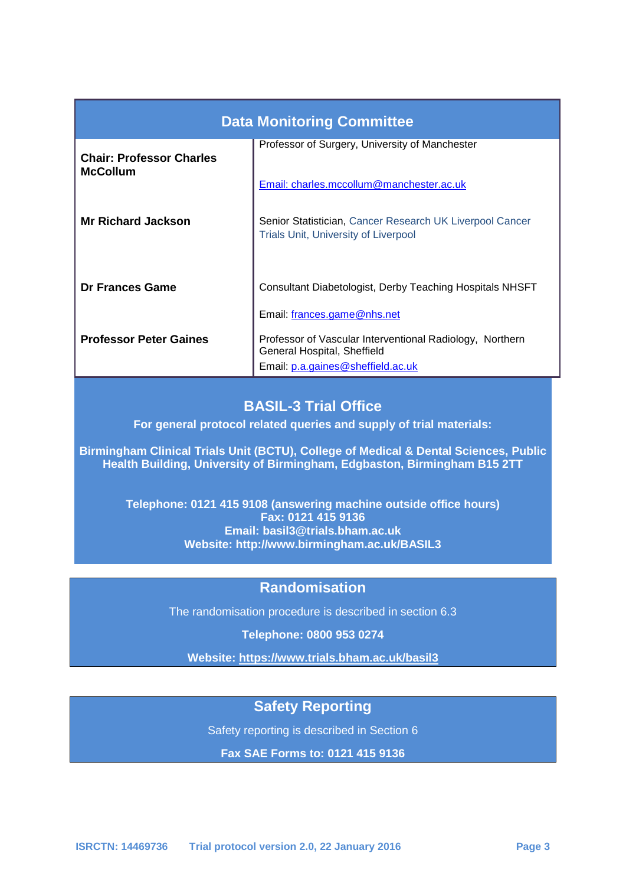## Data Monitoring Committee

| | |
|---|---|
| **Chair: Professor Charles McCollum** | Professor of Surgery, University of Manchester<br><br>Email: charles.mccollum@manchester.ac.uk |
| **Mr Richard Jackson** | Senior Statistician, Cancer Research UK Liverpool Cancer Trials Unit, University of Liverpool |
| **Dr Frances Game** | Consultant Diabetologist, Derby Teaching Hospitals NHSFT<br><br>Email: frances.game@nhs.net |
| **Professor Peter Gaines** | Professor of Vascular Interventional Radiology, Northern General Hospital, Sheffield<br>Email: p.a.gaines@sheffield.ac.uk |

## BASIL-3 Trial Office

**For general protocol related queries and supply of trial materials:**

**Birmingham Clinical Trials Unit (BCTU), College of Medical & Dental Sciences, Public Health Building, University of Birmingham, Edgbaston, Birmingham B15 2TT**

**Telephone: 0121 415 9108 (answering machine outside office hours)**
**Fax: 0121 415 9136**
**Email: basil3@trials.bham.ac.uk**
**Website: http://www.birmingham.ac.uk/BASIL3**

## Randomisation

The randomisation procedure is described in section 6.3

**Telephone: 0800 953 0274**

**Website: https://www.trials.bham.ac.uk/basil3**

## Safety Reporting

Safety reporting is described in Section 6

**Fax SAE Forms to: 0121 415 9136**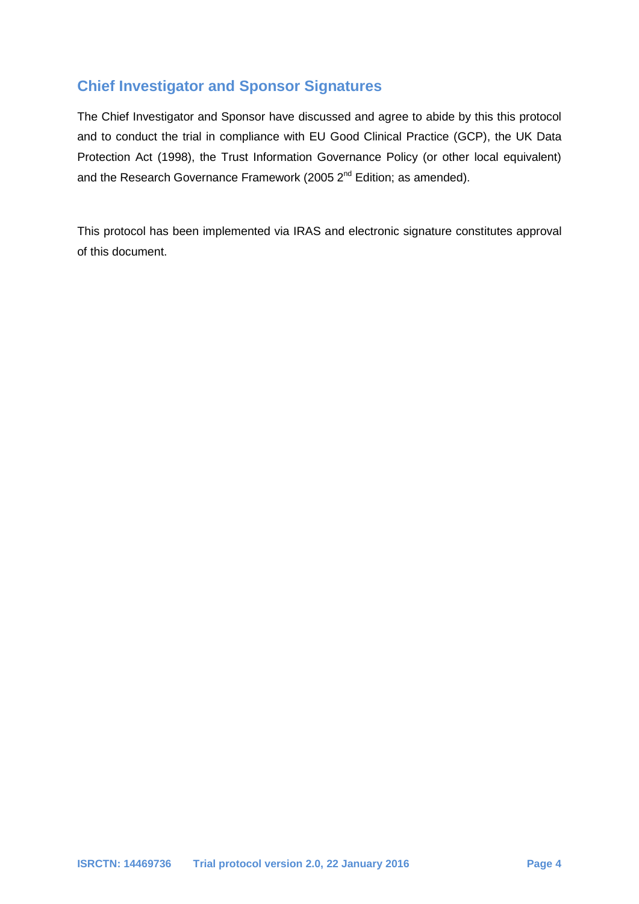## Chief Investigator and Sponsor Signatures

The Chief Investigator and Sponsor have discussed and agree to abide by this this protocol and to conduct the trial in compliance with EU Good Clinical Practice (GCP), the UK Data Protection Act (1998), the Trust Information Governance Policy (or other local equivalent) and the Research Governance Framework (2005 2nd Edition; as amended).

This protocol has been implemented via IRAS and electronic signature constitutes approval of this document.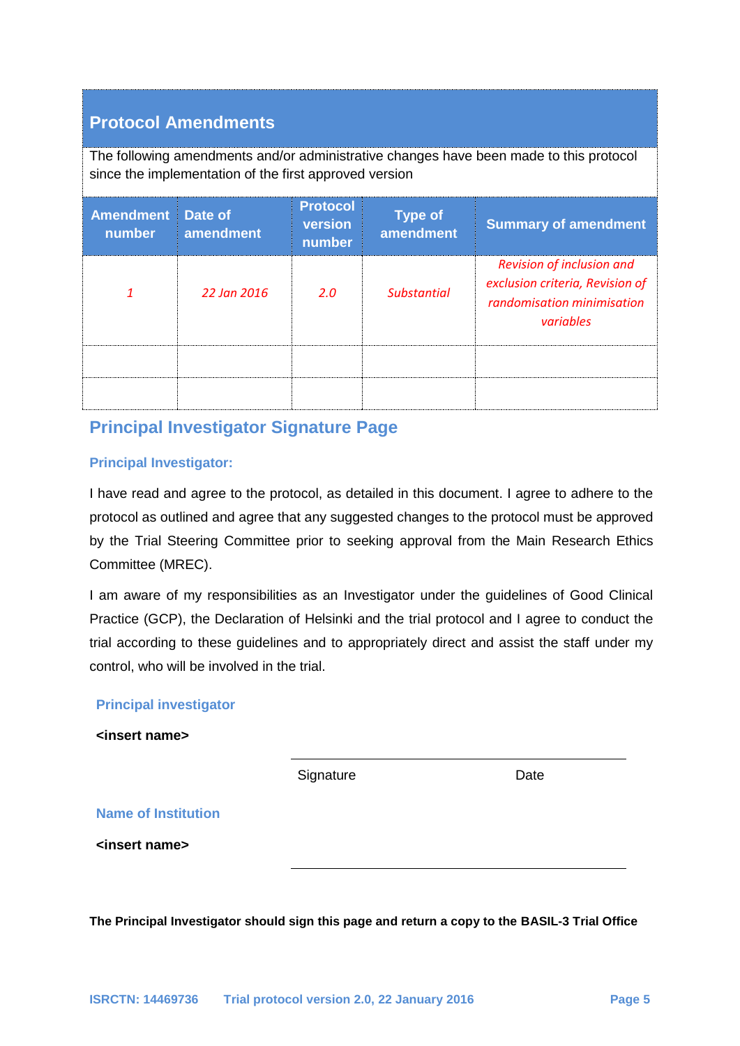## Protocol Amendments

The following amendments and/or administrative changes have been made to this protocol since the implementation of the first approved version

| Amendment number | Date of amendment | Protocol version number | Type of amendment | Summary of amendment |
|---|---|---|---|---|
| *1* | *22 Jan 2016* | *2.0* | *Substantial* | *Revision of inclusion and exclusion criteria, Revision of randomisation minimisation variables* |
| | | | | |
| | | | | |

## Principal Investigator Signature Page

### Principal Investigator:

I have read and agree to the protocol, as detailed in this document. I agree to adhere to the protocol as outlined and agree that any suggested changes to the protocol must be approved by the Trial Steering Committee prior to seeking approval from the Main Research Ethics Committee (MREC).

I am aware of my responsibilities as an Investigator under the guidelines of Good Clinical Practice (GCP), the Declaration of Helsinki and the trial protocol and I agree to conduct the trial according to these guidelines and to appropriately direct and assist the staff under my control, who will be involved in the trial.

**Principal investigator**

**<insert name>**

Signature Date

**Name of Institution**

**<insert name>**

**The Principal Investigator should sign this page and return a copy to the BASIL-3 Trial Office**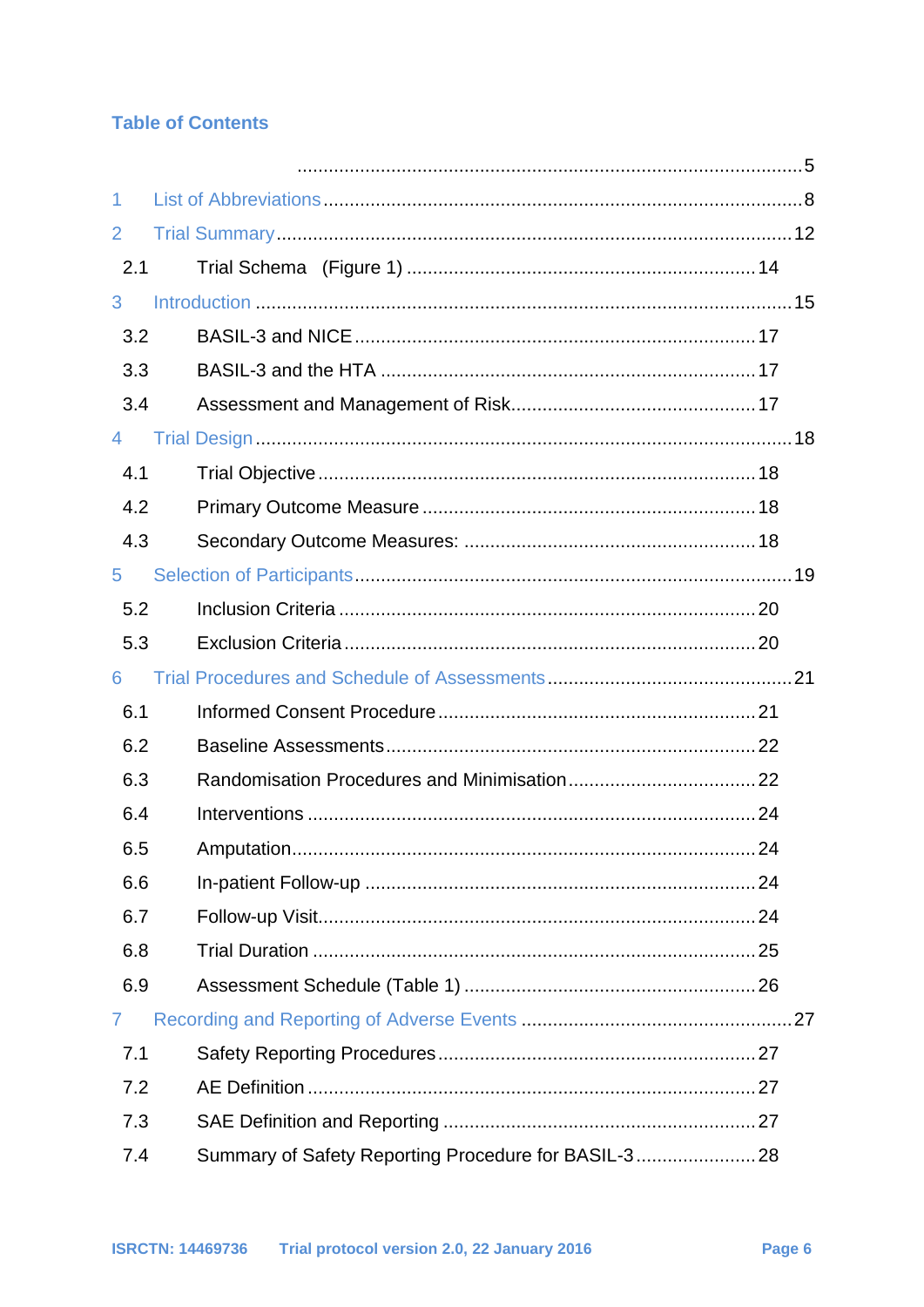## Table of Contents

................................................................................................5

1 List of Abbreviations ........................................................................8

2 Trial Summary ...............................................................................12

- 2.1 Trial Schema (Figure 1) ...............................................................14

3 Introduction ..................................................................................15

- 3.2 BASIL-3 and NICE ........................................................................17
- 3.3 BASIL-3 and the HTA ...................................................................17
- 3.4 Assessment and Management of Risk ..........................................17

4 Trial Design ..................................................................................18

- 4.1 Trial Objective ..............................................................................18
- 4.2 Primary Outcome Measure ...........................................................18
- 4.3 Secondary Outcome Measures: ....................................................18

5 Selection of Participants ..............................................................19

- 5.2 Inclusion Criteria ...........................................................................20
- 5.3 Exclusion Criteria ..........................................................................20

6 Trial Procedures and Schedule of Assessments ...........................21

- 6.1 Informed Consent Procedure ........................................................21
- 6.2 Baseline Assessments ..................................................................22
- 6.3 Randomisation Procedures and Minimisation ...............................22
- 6.4 Interventions .................................................................................24
- 6.5 Amputation ....................................................................................24
- 6.6 In-patient Follow-up .......................................................................24
- 6.7 Follow-up Visit ...............................................................................24
- 6.8 Trial Duration .................................................................................25
- 6.9 Assessment Schedule (Table 1) ....................................................26

7 Recording and Reporting of Adverse Events ................................27

- 7.1 Safety Reporting Procedures .........................................................27
- 7.2 AE Definition ..................................................................................27
- 7.3 SAE Definition and Reporting ........................................................27
- 7.4 Summary of Safety Reporting Procedure for BASIL-3 ....................28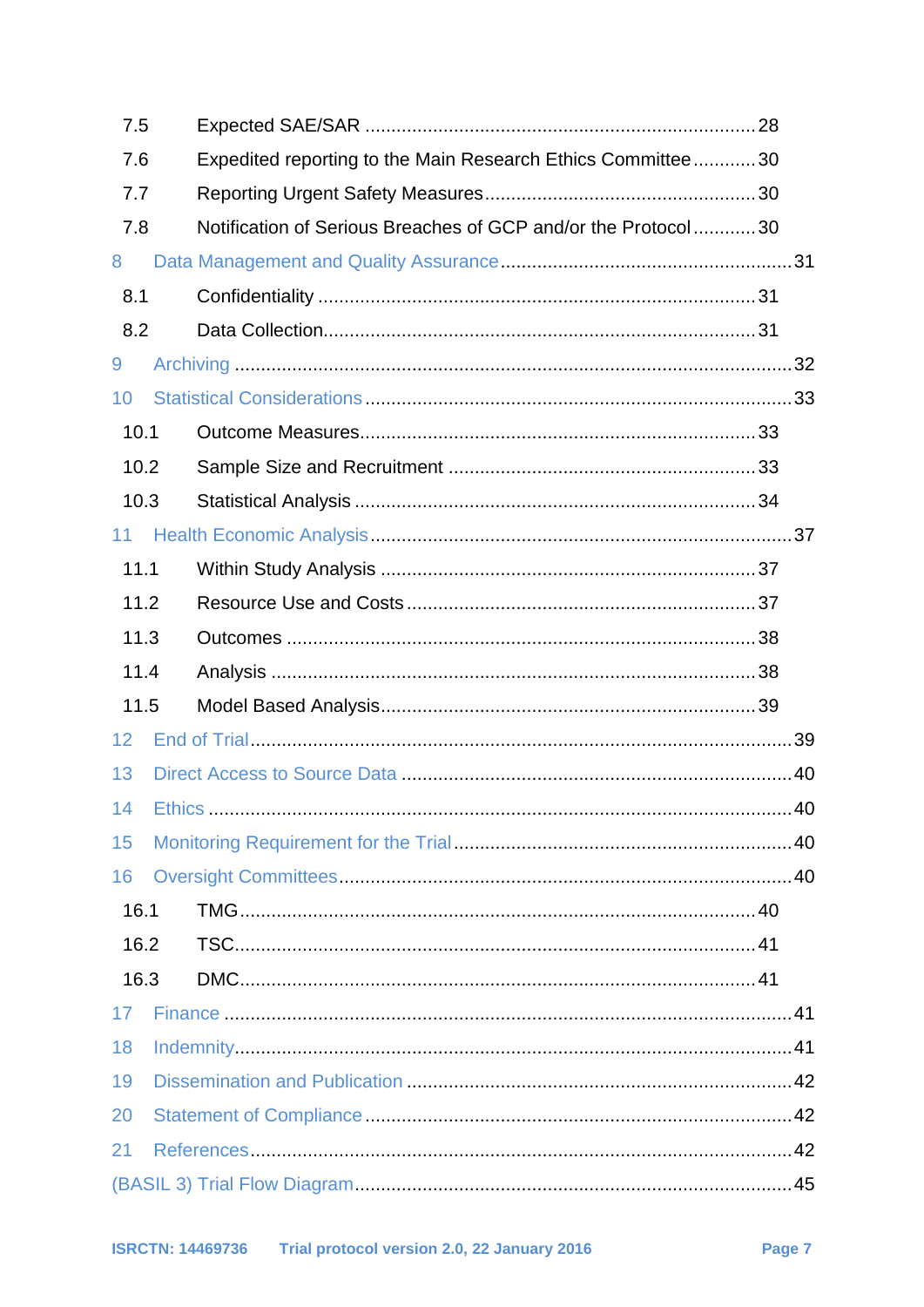7.5 Expected SAE/SAR ........................................................................ 28

7.6 Expedited reporting to the Main Research Ethics Committee ............ 30

7.7 Reporting Urgent Safety Measures .................................................... 30

7.8 Notification of Serious Breaches of GCP and/or the Protocol ............ 30

8 Data Management and Quality Assurance ....................................................... 31

8.1 Confidentiality .................................................................................... 31

8.2 Data Collection ................................................................................... 31

9 Archiving ........................................................................................................... 32

10 Statistical Considerations ................................................................................. 33

10.1 Outcome Measures ............................................................................ 33

10.2 Sample Size and Recruitment ........................................................... 33

10.3 Statistical Analysis ............................................................................. 34

11 Health Economic Analysis ................................................................................ 37

11.1 Within Study Analysis ........................................................................ 37

11.2 Resource Use and Costs ................................................................... 37

11.3 Outcomes ........................................................................................... 38

11.4 Analysis .............................................................................................. 38

11.5 Model Based Analysis ........................................................................ 39

12 End of Trial ........................................................................................................ 39

13 Direct Access to Source Data ........................................................................... 40

14 Ethics ................................................................................................................. 40

15 Monitoring Requirement for the Trial ............................................................... 40

16 Oversight Committees ...................................................................................... 40

16.1 TMG ................................................................................................... 40

16.2 TSC .................................................................................................... 41

16.3 DMC ................................................................................................... 41

17 Finance .............................................................................................................. 41

18 Indemnity ........................................................................................................... 41

19 Dissemination and Publication ......................................................................... 42

20 Statement of Compliance .................................................................................. 42

21 References ......................................................................................................... 42

(BASIL 3) Trial Flow Diagram .............................................................................. 45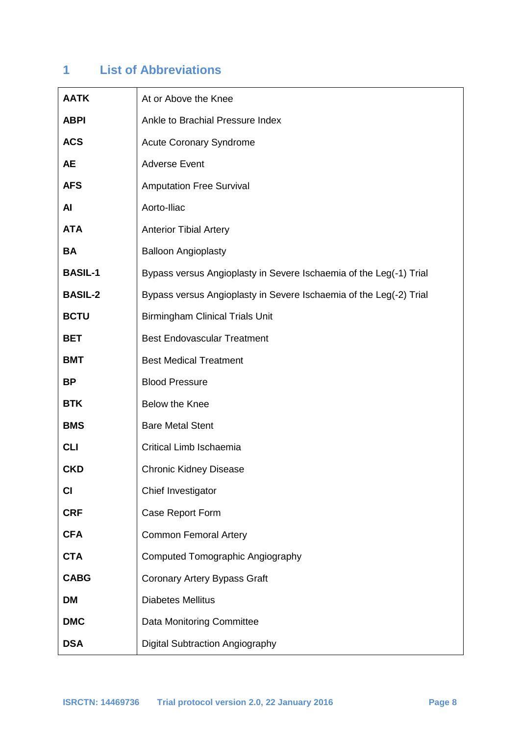# 1 List of Abbreviations

| | |
|---|---|
| **AATK** | At or Above the Knee |
| **ABPI** | Ankle to Brachial Pressure Index |
| **ACS** | Acute Coronary Syndrome |
| **AE** | Adverse Event |
| **AFS** | Amputation Free Survival |
| **AI** | Aorto-Iliac |
| **ATA** | Anterior Tibial Artery |
| **BA** | Balloon Angioplasty |
| **BASIL-1** | Bypass versus Angioplasty in Severe Ischaemia of the Leg(-1) Trial |
| **BASIL-2** | Bypass versus Angioplasty in Severe Ischaemia of the Leg(-2) Trial |
| **BCTU** | Birmingham Clinical Trials Unit |
| **BET** | Best Endovascular Treatment |
| **BMT** | Best Medical Treatment |
| **BP** | Blood Pressure |
| **BTK** | Below the Knee |
| **BMS** | Bare Metal Stent |
| **CLI** | Critical Limb Ischaemia |
| **CKD** | Chronic Kidney Disease |
| **CI** | Chief Investigator |
| **CRF** | Case Report Form |
| **CFA** | Common Femoral Artery |
| **CTA** | Computed Tomographic Angiography |
| **CABG** | Coronary Artery Bypass Graft |
| **DM** | Diabetes Mellitus |
| **DMC** | Data Monitoring Committee |
| **DSA** | Digital Subtraction Angiography |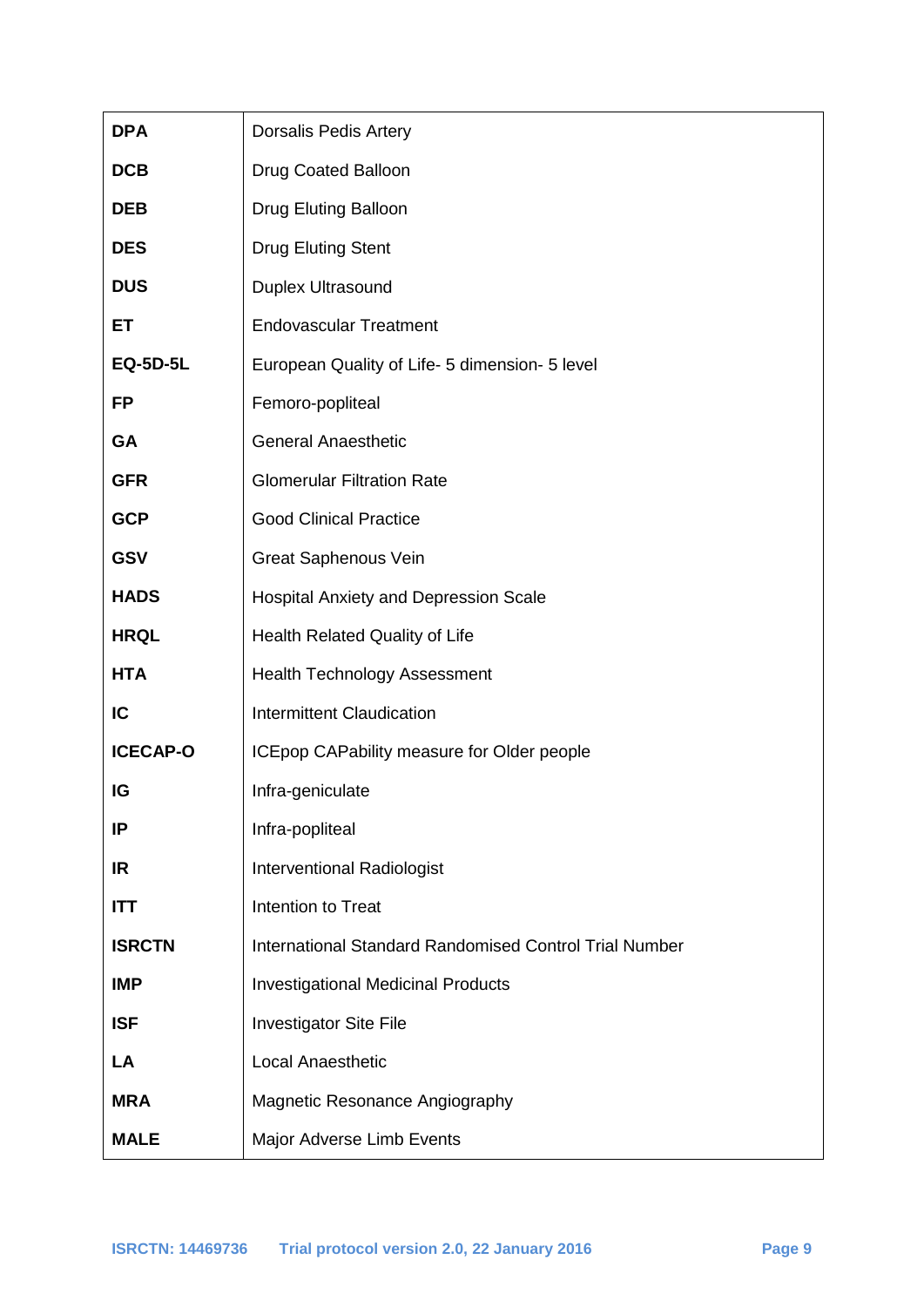| | |
|---|---|
| **DPA** | Dorsalis Pedis Artery |
| **DCB** | Drug Coated Balloon |
| **DEB** | Drug Eluting Balloon |
| **DES** | Drug Eluting Stent |
| **DUS** | Duplex Ultrasound |
| **ET** | Endovascular Treatment |
| **EQ-5D-5L** | European Quality of Life- 5 dimension- 5 level |
| **FP** | Femoro-popliteal |
| **GA** | General Anaesthetic |
| **GFR** | Glomerular Filtration Rate |
| **GCP** | Good Clinical Practice |
| **GSV** | Great Saphenous Vein |
| **HADS** | Hospital Anxiety and Depression Scale |
| **HRQL** | Health Related Quality of Life |
| **HTA** | Health Technology Assessment |
| **IC** | Intermittent Claudication |
| **ICECAP-O** | ICEpop CAPability measure for Older people |
| **IG** | Infra-geniculate |
| **IP** | Infra-popliteal |
| **IR** | Interventional Radiologist |
| **ITT** | Intention to Treat |
| **ISRCTN** | International Standard Randomised Control Trial Number |
| **IMP** | Investigational Medicinal Products |
| **ISF** | Investigator Site File |
| **LA** | Local Anaesthetic |
| **MRA** | Magnetic Resonance Angiography |
| **MALE** | Major Adverse Limb Events |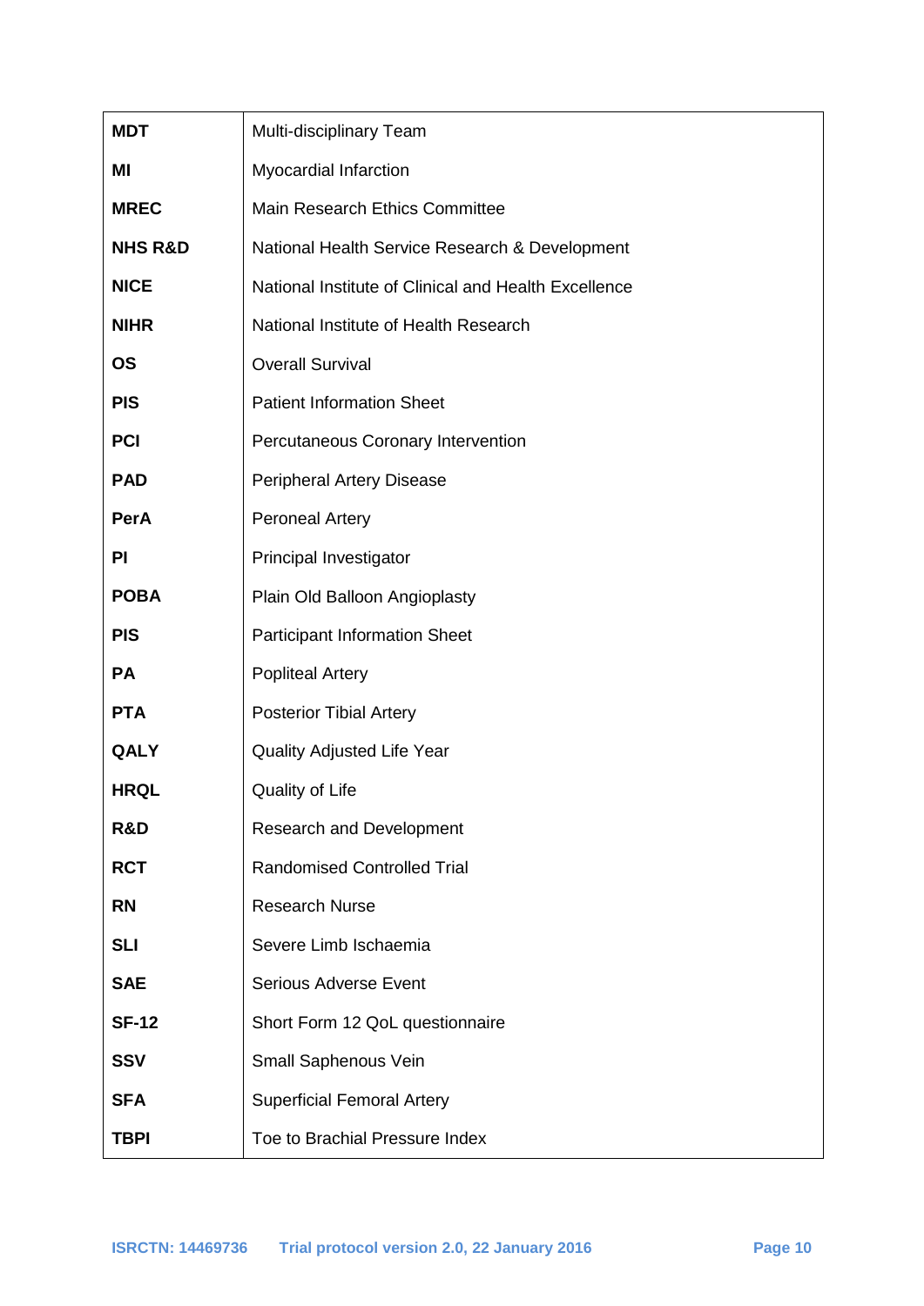| | |
|---|---|
| **MDT** | Multi-disciplinary Team |
| **MI** | Myocardial Infarction |
| **MREC** | Main Research Ethics Committee |
| **NHS R&D** | National Health Service Research & Development |
| **NICE** | National Institute of Clinical and Health Excellence |
| **NIHR** | National Institute of Health Research |
| **OS** | Overall Survival |
| **PIS** | Patient Information Sheet |
| **PCI** | Percutaneous Coronary Intervention |
| **PAD** | Peripheral Artery Disease |
| **PerA** | Peroneal Artery |
| **PI** | Principal Investigator |
| **POBA** | Plain Old Balloon Angioplasty |
| **PIS** | Participant Information Sheet |
| **PA** | Popliteal Artery |
| **PTA** | Posterior Tibial Artery |
| **QALY** | Quality Adjusted Life Year |
| **HRQL** | Quality of Life |
| **R&D** | Research and Development |
| **RCT** | Randomised Controlled Trial |
| **RN** | Research Nurse |
| **SLI** | Severe Limb Ischaemia |
| **SAE** | Serious Adverse Event |
| **SF-12** | Short Form 12 QoL questionnaire |
| **SSV** | Small Saphenous Vein |
| **SFA** | Superficial Femoral Artery |
| **TBPI** | Toe to Brachial Pressure Index |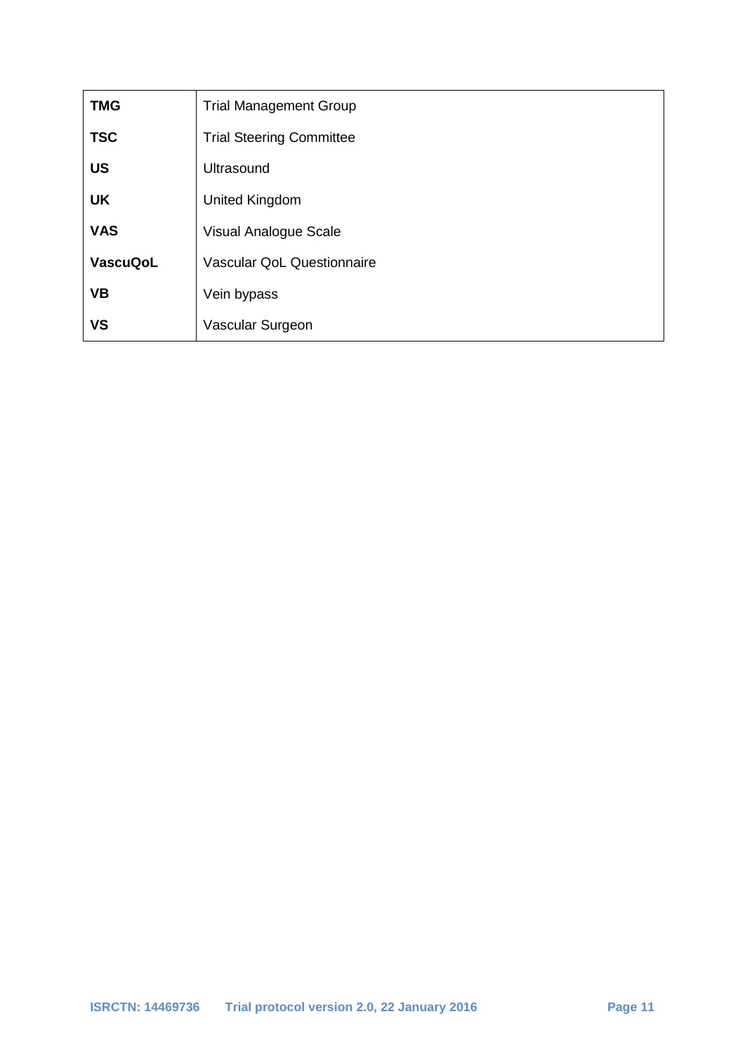| | |
|---|---|
| **TMG** | Trial Management Group |
| **TSC** | Trial Steering Committee |
| **US** | Ultrasound |
| **UK** | United Kingdom |
| **VAS** | Visual Analogue Scale |
| **VascuQoL** | Vascular QoL Questionnaire |
| **VB** | Vein bypass |
| **VS** | Vascular Surgeon |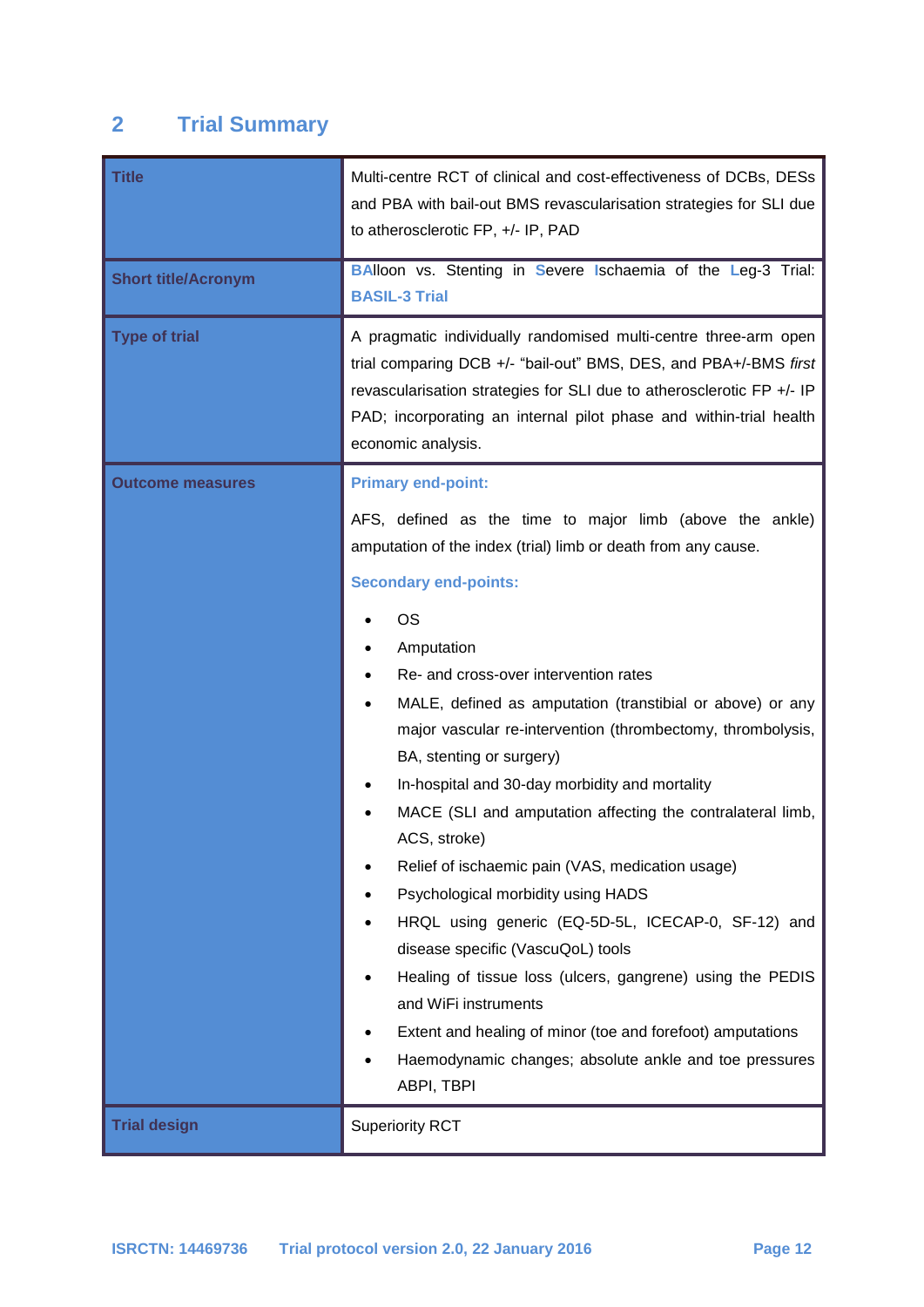## 2 Trial Summary

| | |
|---|---|
| **Title** | Multi-centre RCT of clinical and cost-effectiveness of DCBs, DESs and PBA with bail-out BMS revascularisation strategies for SLI due to atherosclerotic FP, +/- IP, PAD |
| **Short title/Acronym** | **BA**lloon vs. Stenting in **S**evere **I**schaemia of the **L**eg-3 Trial: **BASIL-3 Trial** |
| **Type of trial** | A pragmatic individually randomised multi-centre three-arm open trial comparing DCB +/- "bail-out" BMS, DES, and PBA+/-BMS *first* revascularisation strategies for SLI due to atherosclerotic FP +/- IP PAD; incorporating an internal pilot phase and within-trial health economic analysis. |
| **Outcome measures** | **Primary end-point:**<br><br>AFS, defined as the time to major limb (above the ankle) amputation of the index (trial) limb or death from any cause.<br><br>**Secondary end-points:**<br><br>• OS<br>• Amputation<br>• Re- and cross-over intervention rates<br>• MALE, defined as amputation (transtibial or above) or any major vascular re-intervention (thrombectomy, thrombolysis, BA, stenting or surgery)<br>• In-hospital and 30-day morbidity and mortality<br>• MACE (SLI and amputation affecting the contralateral limb, ACS, stroke)<br>• Relief of ischaemic pain (VAS, medication usage)<br>• Psychological morbidity using HADS<br>• HRQL using generic (EQ-5D-5L, ICECAP-0, SF-12) and disease specific (VascuQoL) tools<br>• Healing of tissue loss (ulcers, gangrene) using the PEDIS and WiFi instruments<br>• Extent and healing of minor (toe and forefoot) amputations<br>• Haemodynamic changes; absolute ankle and toe pressures ABPI, TBPI |
| **Trial design** | Superiority RCT |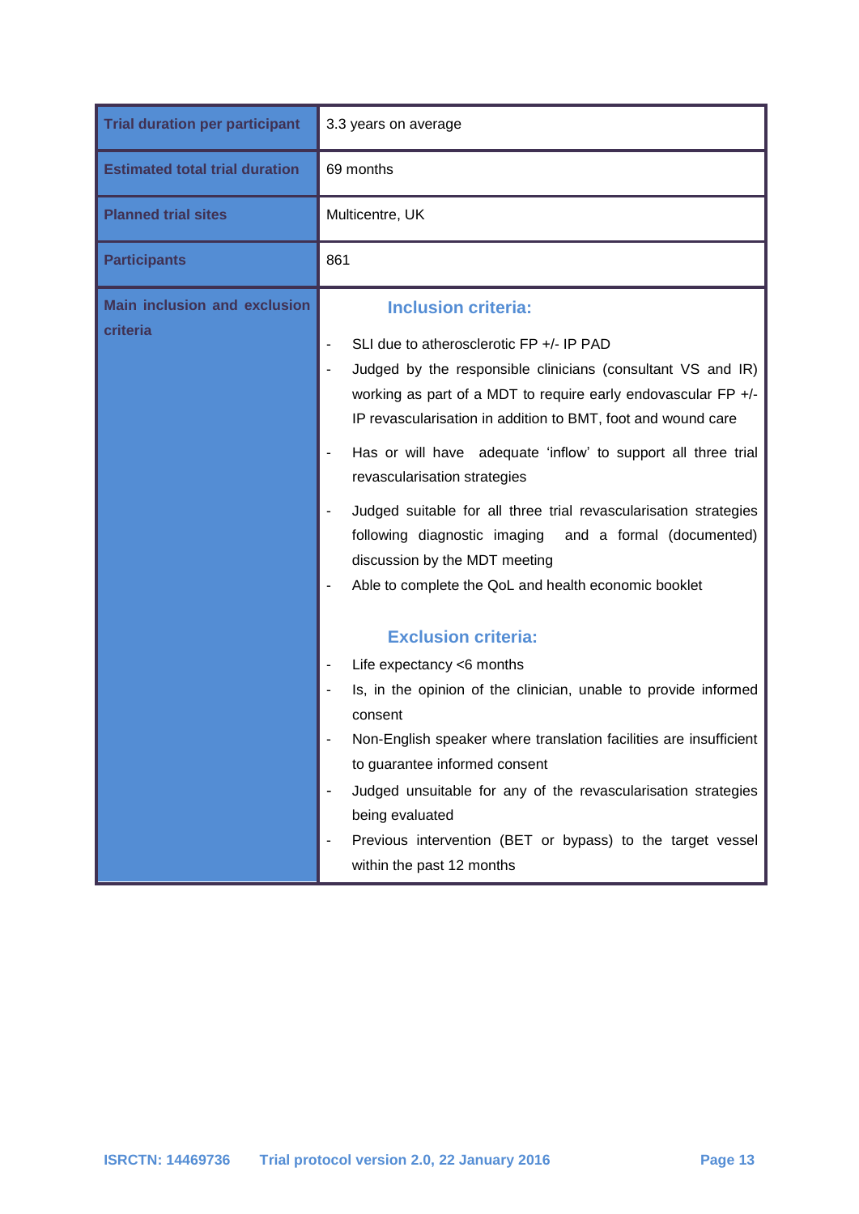| | |
|---|---|
| **Trial duration per participant** | 3.3 years on average |
| **Estimated total trial duration** | 69 months |
| **Planned trial sites** | Multicentre, UK |
| **Participants** | 861 |
| **Main inclusion and exclusion criteria** | **Inclusion criteria:**<br>- SLI due to atherosclerotic FP +/- IP PAD<br>- Judged by the responsible clinicians (consultant VS and IR) working as part of a MDT to require early endovascular FP +/- IP revascularisation in addition to BMT, foot and wound care<br>- Has or will have adequate 'inflow' to support all three trial revascularisation strategies<br>- Judged suitable for all three trial revascularisation strategies following diagnostic imaging and a formal (documented) discussion by the MDT meeting<br>- Able to complete the QoL and health economic booklet<br><br>**Exclusion criteria:**<br>- Life expectancy <6 months<br>- Is, in the opinion of the clinician, unable to provide informed consent<br>- Non-English speaker where translation facilities are insufficient to guarantee informed consent<br>- Judged unsuitable for any of the revascularisation strategies being evaluated<br>- Previous intervention (BET or bypass) to the target vessel within the past 12 months |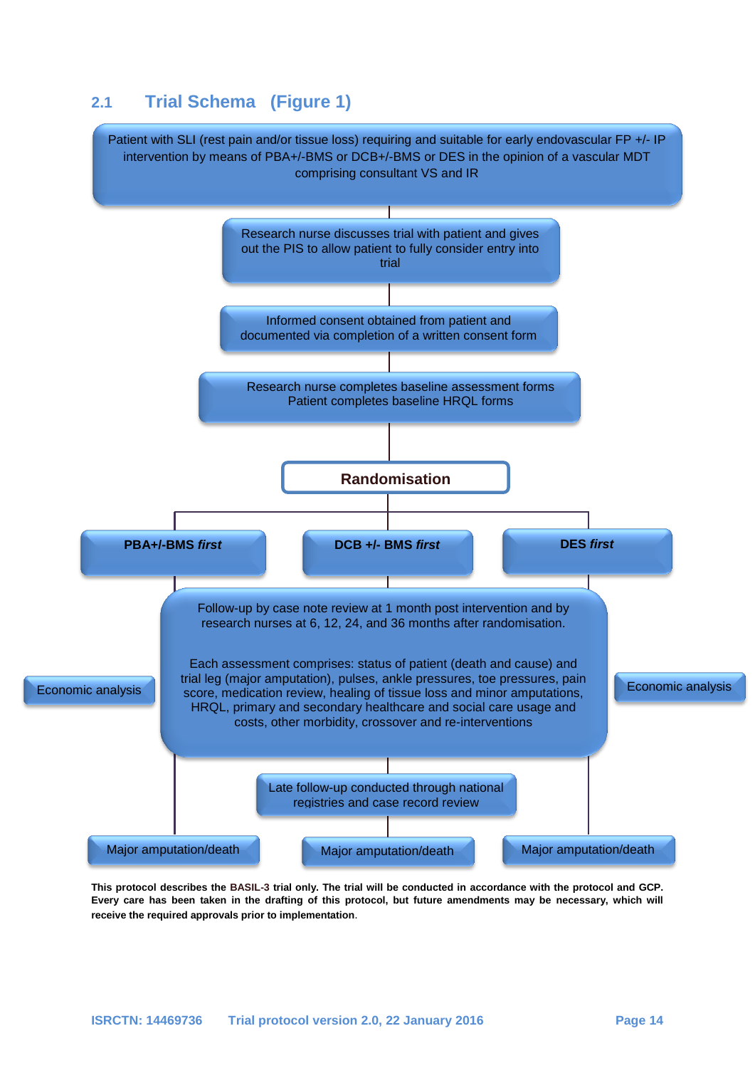## 2.1 Trial Schema (Figure 1)

Patient with SLI (rest pain and/or tissue loss) requiring and suitable for early endovascular FP +/- IP intervention by means of PBA+/-BMS or DCB+/-BMS or DES in the opinion of a vascular MDT comprising consultant VS and IR

Research nurse discusses trial with patient and gives out the PIS to allow patient to fully consider entry into trial

Informed consent obtained from patient and documented via completion of a written consent form

Research nurse completes baseline assessment forms
Patient completes baseline HRQL forms

**Randomisation**

**PBA+/-BMS *first***

**DCB +/- BMS *first***

**DES *first***

Follow-up by case note review at 1 month post intervention and by research nurses at 6, 12, 24, and 36 months after randomisation.

Each assessment comprises: status of patient (death and cause) and trial leg (major amputation), pulses, ankle pressures, toe pressures, pain score, medication review, healing of tissue loss and minor amputations, HRQL, primary and secondary healthcare and social care usage and costs, other morbidity, crossover and re-interventions

Economic analysis

Economic analysis

Late follow-up conducted through national registries and case record review

Major amputation/death

Major amputation/death

Major amputation/death

**This protocol describes the BASIL-3 trial only. The trial will be conducted in accordance with the protocol and GCP. Every care has been taken in the drafting of this protocol, but future amendments may be necessary, which will receive the required approvals prior to implementation.**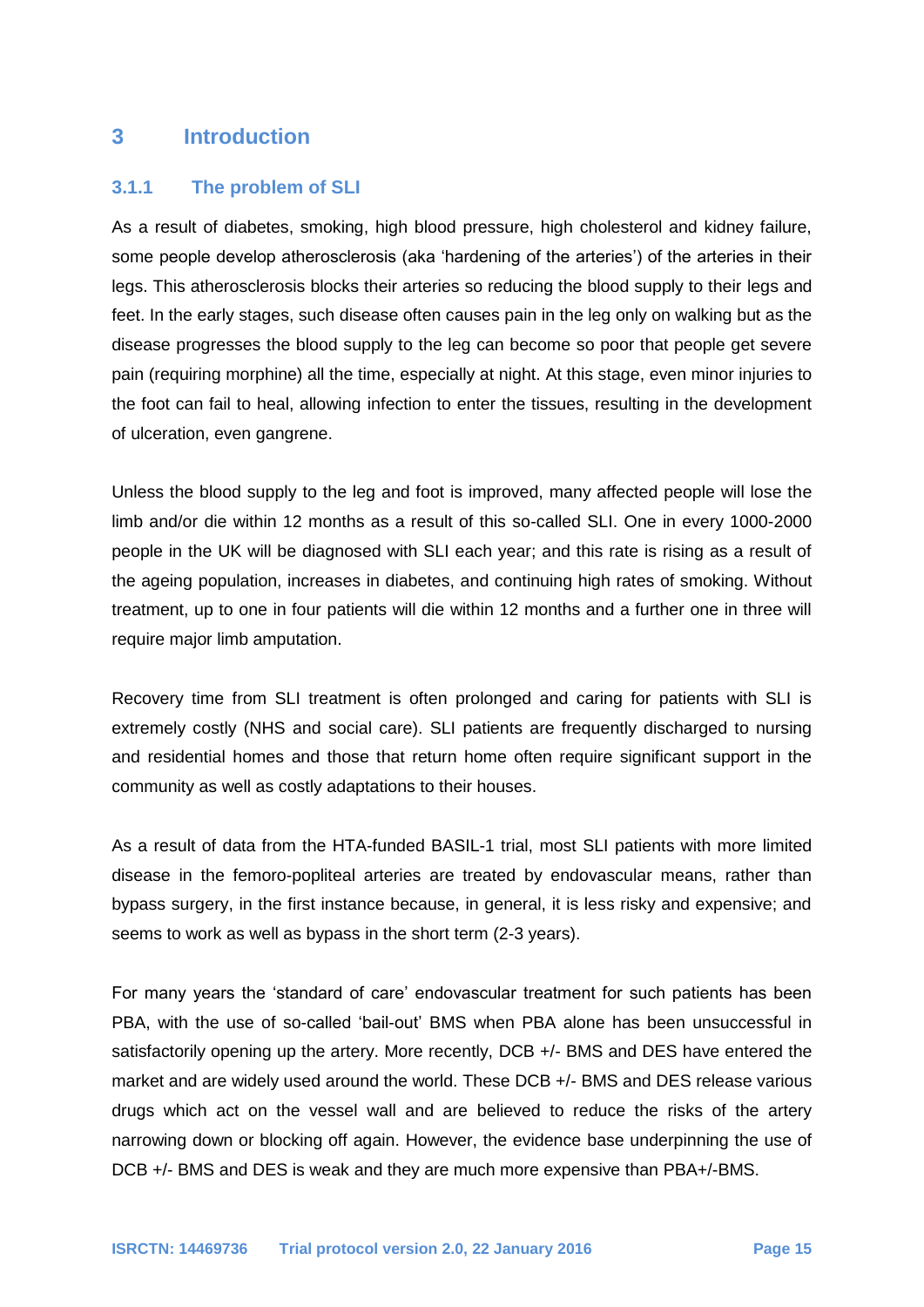# 3 Introduction

### 3.1.1 The problem of SLI

As a result of diabetes, smoking, high blood pressure, high cholesterol and kidney failure, some people develop atherosclerosis (aka 'hardening of the arteries') of the arteries in their legs. This atherosclerosis blocks their arteries so reducing the blood supply to their legs and feet. In the early stages, such disease often causes pain in the leg only on walking but as the disease progresses the blood supply to the leg can become so poor that people get severe pain (requiring morphine) all the time, especially at night. At this stage, even minor injuries to the foot can fail to heal, allowing infection to enter the tissues, resulting in the development of ulceration, even gangrene.

Unless the blood supply to the leg and foot is improved, many affected people will lose the limb and/or die within 12 months as a result of this so-called SLI. One in every 1000-2000 people in the UK will be diagnosed with SLI each year; and this rate is rising as a result of the ageing population, increases in diabetes, and continuing high rates of smoking. Without treatment, up to one in four patients will die within 12 months and a further one in three will require major limb amputation.

Recovery time from SLI treatment is often prolonged and caring for patients with SLI is extremely costly (NHS and social care). SLI patients are frequently discharged to nursing and residential homes and those that return home often require significant support in the community as well as costly adaptations to their houses.

As a result of data from the HTA-funded BASIL-1 trial, most SLI patients with more limited disease in the femoro-popliteal arteries are treated by endovascular means, rather than bypass surgery, in the first instance because, in general, it is less risky and expensive; and seems to work as well as bypass in the short term (2-3 years).

For many years the 'standard of care' endovascular treatment for such patients has been PBA, with the use of so-called 'bail-out' BMS when PBA alone has been unsuccessful in satisfactorily opening up the artery. More recently, DCB +/- BMS and DES have entered the market and are widely used around the world. These DCB +/- BMS and DES release various drugs which act on the vessel wall and are believed to reduce the risks of the artery narrowing down or blocking off again. However, the evidence base underpinning the use of DCB +/- BMS and DES is weak and they are much more expensive than PBA+/-BMS.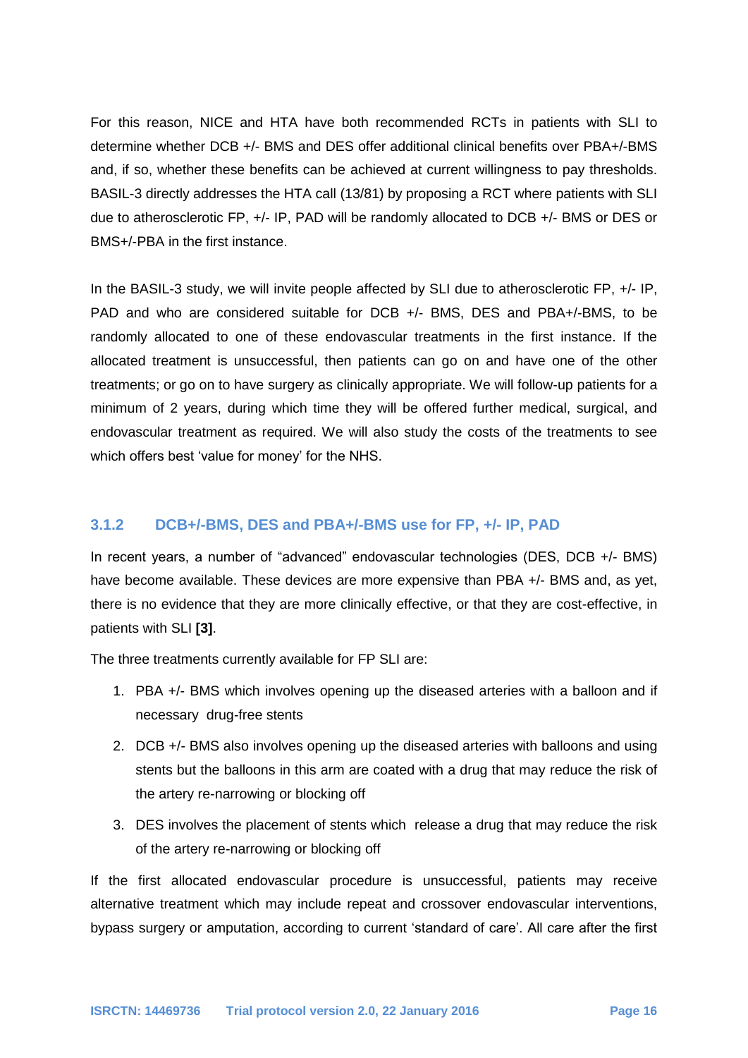For this reason, NICE and HTA have both recommended RCTs in patients with SLI to determine whether DCB +/- BMS and DES offer additional clinical benefits over PBA+/-BMS and, if so, whether these benefits can be achieved at current willingness to pay thresholds. BASIL-3 directly addresses the HTA call (13/81) by proposing a RCT where patients with SLI due to atherosclerotic FP, +/- IP, PAD will be randomly allocated to DCB +/- BMS or DES or BMS+/-PBA in the first instance.

In the BASIL-3 study, we will invite people affected by SLI due to atherosclerotic FP, +/- IP, PAD and who are considered suitable for DCB +/- BMS, DES and PBA+/-BMS, to be randomly allocated to one of these endovascular treatments in the first instance. If the allocated treatment is unsuccessful, then patients can go on and have one of the other treatments; or go on to have surgery as clinically appropriate. We will follow-up patients for a minimum of 2 years, during which time they will be offered further medical, surgical, and endovascular treatment as required. We will also study the costs of the treatments to see which offers best 'value for money' for the NHS.

### 3.1.2 DCB+/-BMS, DES and PBA+/-BMS use for FP, +/- IP, PAD

In recent years, a number of "advanced" endovascular technologies (DES, DCB +/- BMS) have become available. These devices are more expensive than PBA +/- BMS and, as yet, there is no evidence that they are more clinically effective, or that they are cost-effective, in patients with SLI **[3]**.

The three treatments currently available for FP SLI are:

1. PBA +/- BMS which involves opening up the diseased arteries with a balloon and if necessary drug-free stents
2. DCB +/- BMS also involves opening up the diseased arteries with balloons and using stents but the balloons in this arm are coated with a drug that may reduce the risk of the artery re-narrowing or blocking off
3. DES involves the placement of stents which release a drug that may reduce the risk of the artery re-narrowing or blocking off

If the first allocated endovascular procedure is unsuccessful, patients may receive alternative treatment which may include repeat and crossover endovascular interventions, bypass surgery or amputation, according to current 'standard of care'. All care after the first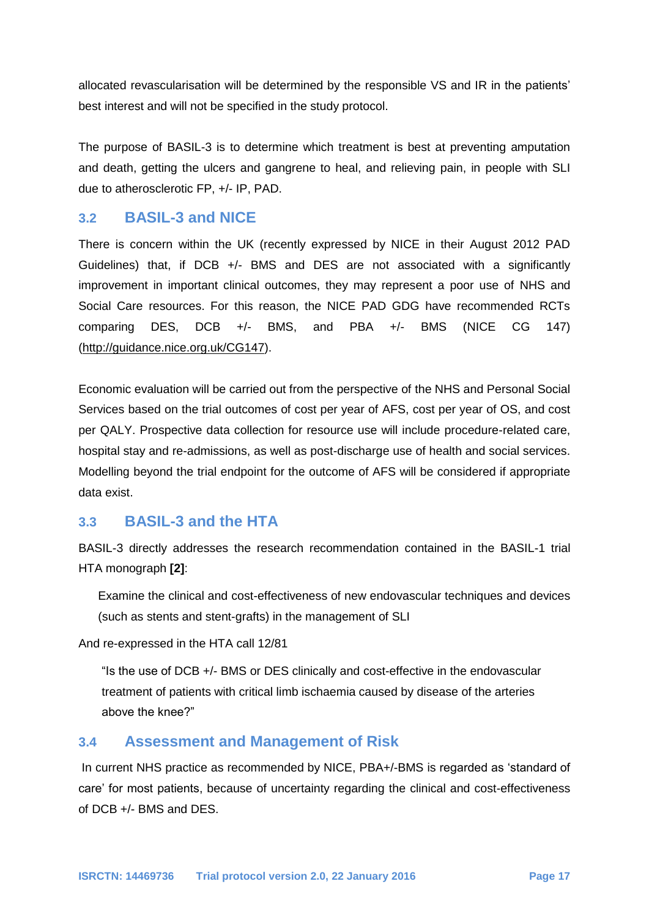allocated revascularisation will be determined by the responsible VS and IR in the patients' best interest and will not be specified in the study protocol.

The purpose of BASIL-3 is to determine which treatment is best at preventing amputation and death, getting the ulcers and gangrene to heal, and relieving pain, in people with SLI due to atherosclerotic FP, +/- IP, PAD.

## 3.2 BASIL-3 and NICE

There is concern within the UK (recently expressed by NICE in their August 2012 PAD Guidelines) that, if DCB +/- BMS and DES are not associated with a significantly improvement in important clinical outcomes, they may represent a poor use of NHS and Social Care resources. For this reason, the NICE PAD GDG have recommended RCTs comparing DES, DCB +/- BMS, and PBA +/- BMS (NICE CG 147) (http://guidance.nice.org.uk/CG147).

Economic evaluation will be carried out from the perspective of the NHS and Personal Social Services based on the trial outcomes of cost per year of AFS, cost per year of OS, and cost per QALY. Prospective data collection for resource use will include procedure-related care, hospital stay and re-admissions, as well as post-discharge use of health and social services. Modelling beyond the trial endpoint for the outcome of AFS will be considered if appropriate data exist.

## 3.3 BASIL-3 and the HTA

BASIL-3 directly addresses the research recommendation contained in the BASIL-1 trial HTA monograph **[2]**:

> Examine the clinical and cost-effectiveness of new endovascular techniques and devices (such as stents and stent-grafts) in the management of SLI

And re-expressed in the HTA call 12/81

> "Is the use of DCB +/- BMS or DES clinically and cost-effective in the endovascular treatment of patients with critical limb ischaemia caused by disease of the arteries above the knee?"

## 3.4 Assessment and Management of Risk

In current NHS practice as recommended by NICE, PBA+/-BMS is regarded as 'standard of care' for most patients, because of uncertainty regarding the clinical and cost-effectiveness of DCB +/- BMS and DES.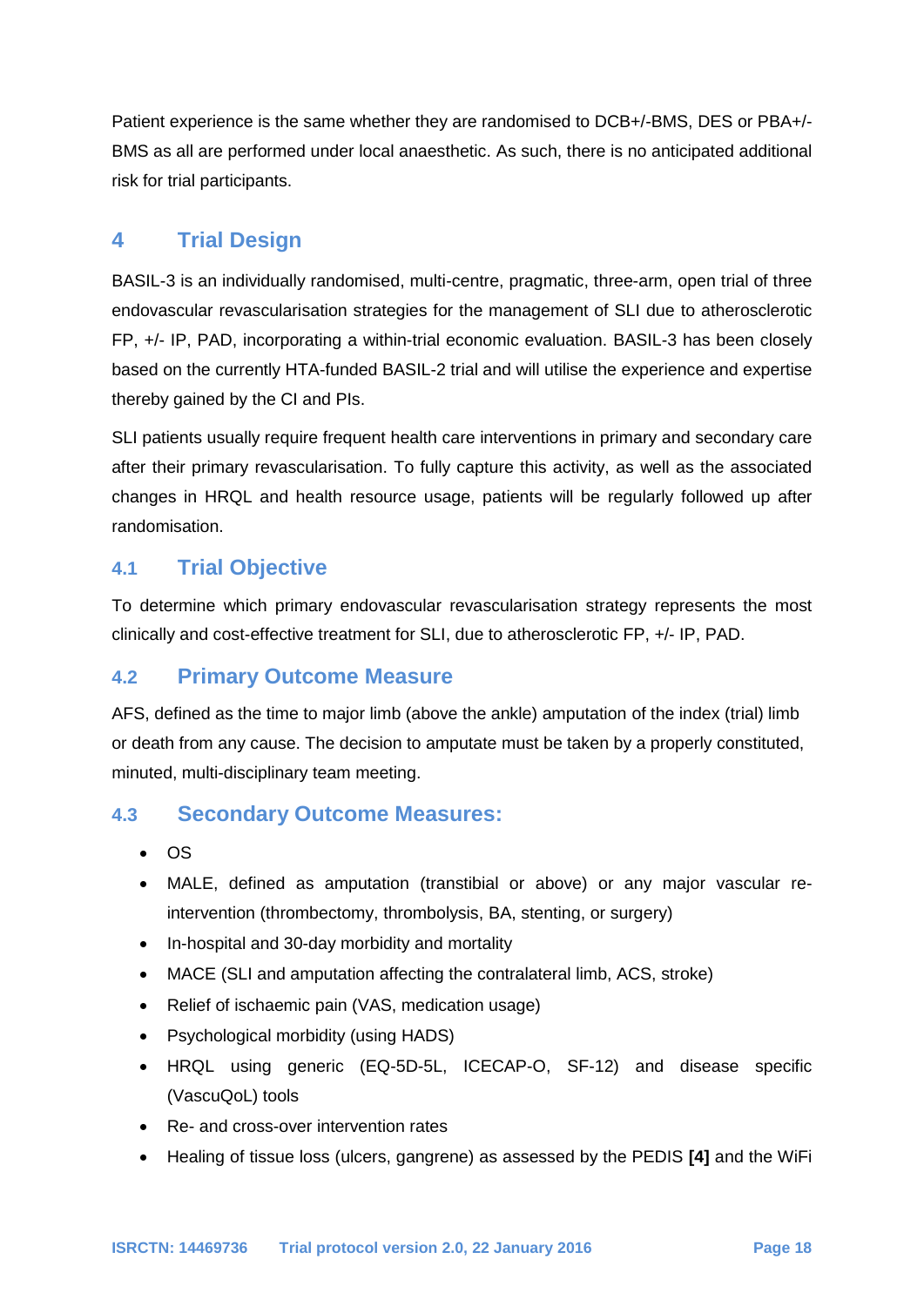Patient experience is the same whether they are randomised to DCB+/-BMS, DES or PBA+/-BMS as all are performed under local anaesthetic. As such, there is no anticipated additional risk for trial participants.

# 4 Trial Design

BASIL-3 is an individually randomised, multi-centre, pragmatic, three-arm, open trial of three endovascular revascularisation strategies for the management of SLI due to atherosclerotic FP, +/- IP, PAD, incorporating a within-trial economic evaluation. BASIL-3 has been closely based on the currently HTA-funded BASIL-2 trial and will utilise the experience and expertise thereby gained by the CI and PIs.

SLI patients usually require frequent health care interventions in primary and secondary care after their primary revascularisation. To fully capture this activity, as well as the associated changes in HRQL and health resource usage, patients will be regularly followed up after randomisation.

## 4.1 Trial Objective

To determine which primary endovascular revascularisation strategy represents the most clinically and cost-effective treatment for SLI, due to atherosclerotic FP, +/- IP, PAD.

## 4.2 Primary Outcome Measure

AFS, defined as the time to major limb (above the ankle) amputation of the index (trial) limb or death from any cause. The decision to amputate must be taken by a properly constituted, minuted, multi-disciplinary team meeting.

## 4.3 Secondary Outcome Measures:

- OS
- MALE, defined as amputation (transtibial or above) or any major vascular re-intervention (thrombectomy, thrombolysis, BA, stenting, or surgery)
- In-hospital and 30-day morbidity and mortality
- MACE (SLI and amputation affecting the contralateral limb, ACS, stroke)
- Relief of ischaemic pain (VAS, medication usage)
- Psychological morbidity (using HADS)
- HRQL using generic (EQ-5D-5L, ICECAP-O, SF-12) and disease specific (VascuQoL) tools
- Re- and cross-over intervention rates
- Healing of tissue loss (ulcers, gangrene) as assessed by the PEDIS **[4]** and the WiFi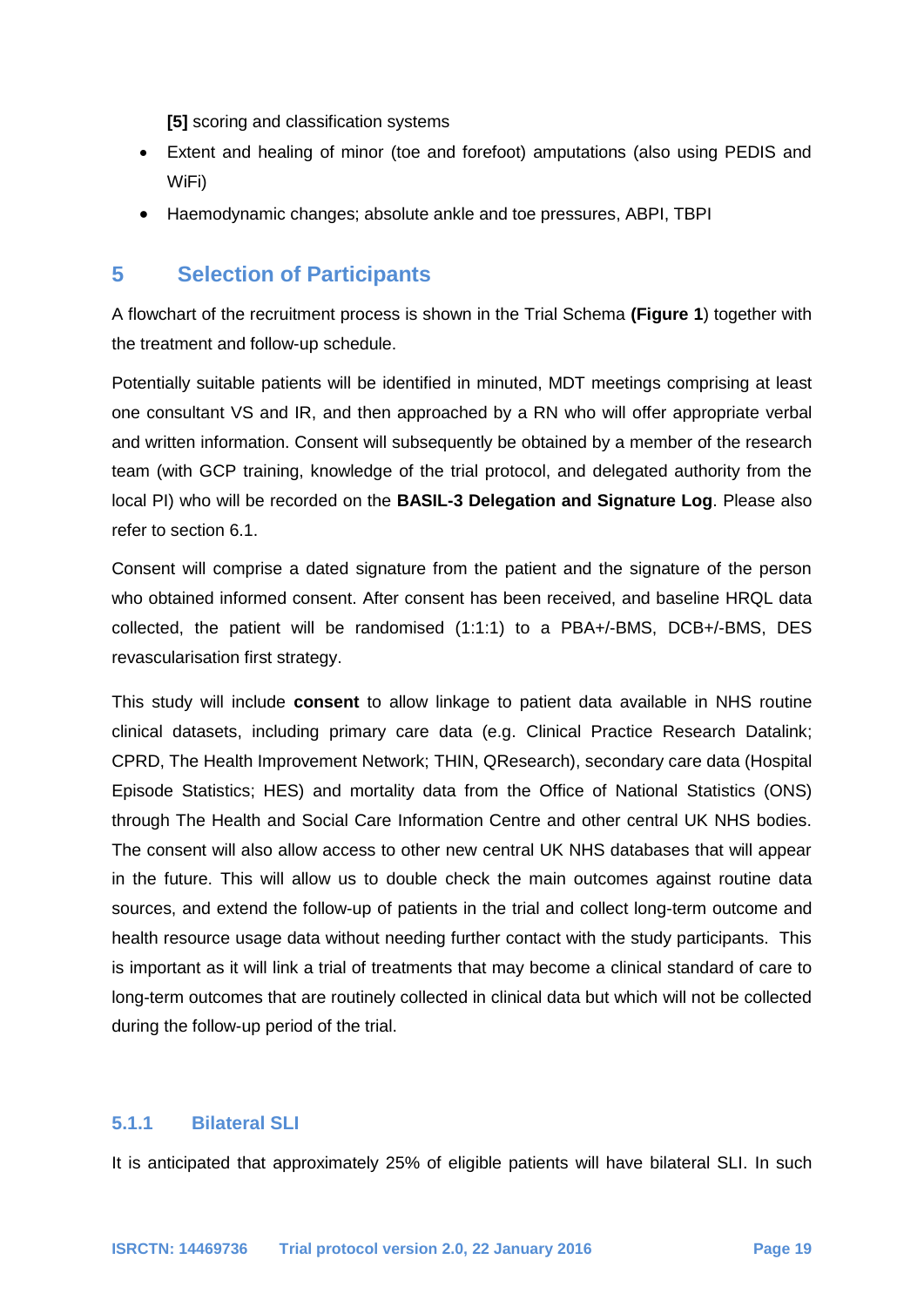**[5]** scoring and classification systems

- Extent and healing of minor (toe and forefoot) amputations (also using PEDIS and WiFi)
- Haemodynamic changes; absolute ankle and toe pressures, ABPI, TBPI

# 5 Selection of Participants

A flowchart of the recruitment process is shown in the Trial Schema **(Figure 1**) together with the treatment and follow-up schedule.

Potentially suitable patients will be identified in minuted, MDT meetings comprising at least one consultant VS and IR, and then approached by a RN who will offer appropriate verbal and written information. Consent will subsequently be obtained by a member of the research team (with GCP training, knowledge of the trial protocol, and delegated authority from the local PI) who will be recorded on the **BASIL-3 Delegation and Signature Log**. Please also refer to section 6.1.

Consent will comprise a dated signature from the patient and the signature of the person who obtained informed consent. After consent has been received, and baseline HRQL data collected, the patient will be randomised (1:1:1) to a PBA+/-BMS, DCB+/-BMS, DES revascularisation first strategy.

This study will include **consent** to allow linkage to patient data available in NHS routine clinical datasets, including primary care data (e.g. Clinical Practice Research Datalink; CPRD, The Health Improvement Network; THIN, QResearch), secondary care data (Hospital Episode Statistics; HES) and mortality data from the Office of National Statistics (ONS) through The Health and Social Care Information Centre and other central UK NHS bodies. The consent will also allow access to other new central UK NHS databases that will appear in the future. This will allow us to double check the main outcomes against routine data sources, and extend the follow-up of patients in the trial and collect long-term outcome and health resource usage data without needing further contact with the study participants. This is important as it will link a trial of treatments that may become a clinical standard of care to long-term outcomes that are routinely collected in clinical data but which will not be collected during the follow-up period of the trial.

### 5.1.1 Bilateral SLI

It is anticipated that approximately 25% of eligible patients will have bilateral SLI. In such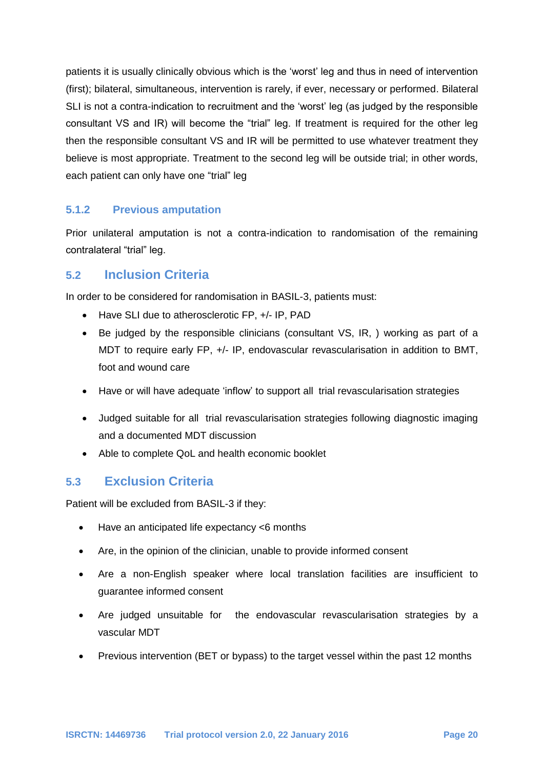patients it is usually clinically obvious which is the 'worst' leg and thus in need of intervention (first); bilateral, simultaneous, intervention is rarely, if ever, necessary or performed. Bilateral SLI is not a contra-indication to recruitment and the 'worst' leg (as judged by the responsible consultant VS and IR) will become the "trial" leg. If treatment is required for the other leg then the responsible consultant VS and IR will be permitted to use whatever treatment they believe is most appropriate. Treatment to the second leg will be outside trial; in other words, each patient can only have one "trial" leg

### 5.1.2 Previous amputation

Prior unilateral amputation is not a contra-indication to randomisation of the remaining contralateral "trial" leg.

## 5.2 Inclusion Criteria

In order to be considered for randomisation in BASIL-3, patients must:

- Have SLI due to atherosclerotic FP, +/- IP, PAD
- Be judged by the responsible clinicians (consultant VS, IR, ) working as part of a MDT to require early FP, +/- IP, endovascular revascularisation in addition to BMT, foot and wound care
- Have or will have adequate 'inflow' to support all trial revascularisation strategies
- Judged suitable for all trial revascularisation strategies following diagnostic imaging and a documented MDT discussion
- Able to complete QoL and health economic booklet

## 5.3 Exclusion Criteria

Patient will be excluded from BASIL-3 if they:

- Have an anticipated life expectancy <6 months
- Are, in the opinion of the clinician, unable to provide informed consent
- Are a non-English speaker where local translation facilities are insufficient to guarantee informed consent
- Are judged unsuitable for the endovascular revascularisation strategies by a vascular MDT
- Previous intervention (BET or bypass) to the target vessel within the past 12 months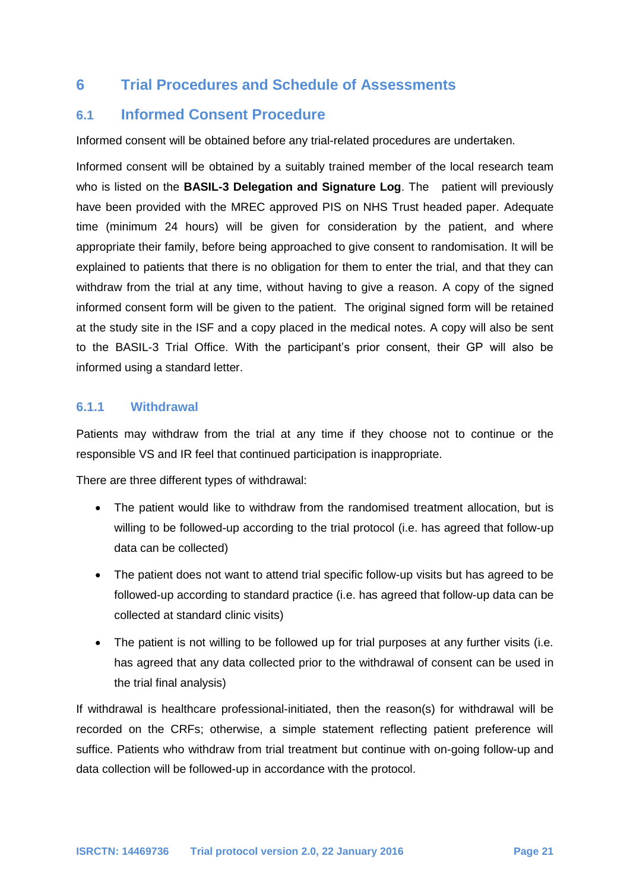# 6 Trial Procedures and Schedule of Assessments

## 6.1 Informed Consent Procedure

Informed consent will be obtained before any trial-related procedures are undertaken.

Informed consent will be obtained by a suitably trained member of the local research team who is listed on the **BASIL-3 Delegation and Signature Log**. The patient will previously have been provided with the MREC approved PIS on NHS Trust headed paper. Adequate time (minimum 24 hours) will be given for consideration by the patient, and where appropriate their family, before being approached to give consent to randomisation. It will be explained to patients that there is no obligation for them to enter the trial, and that they can withdraw from the trial at any time, without having to give a reason. A copy of the signed informed consent form will be given to the patient. The original signed form will be retained at the study site in the ISF and a copy placed in the medical notes. A copy will also be sent to the BASIL-3 Trial Office. With the participant's prior consent, their GP will also be informed using a standard letter.

### 6.1.1 Withdrawal

Patients may withdraw from the trial at any time if they choose not to continue or the responsible VS and IR feel that continued participation is inappropriate.

There are three different types of withdrawal:

- The patient would like to withdraw from the randomised treatment allocation, but is willing to be followed-up according to the trial protocol (i.e. has agreed that follow-up data can be collected)
- The patient does not want to attend trial specific follow-up visits but has agreed to be followed-up according to standard practice (i.e. has agreed that follow-up data can be collected at standard clinic visits)
- The patient is not willing to be followed up for trial purposes at any further visits (i.e. has agreed that any data collected prior to the withdrawal of consent can be used in the trial final analysis)

If withdrawal is healthcare professional-initiated, then the reason(s) for withdrawal will be recorded on the CRFs; otherwise, a simple statement reflecting patient preference will suffice. Patients who withdraw from trial treatment but continue with on-going follow-up and data collection will be followed-up in accordance with the protocol.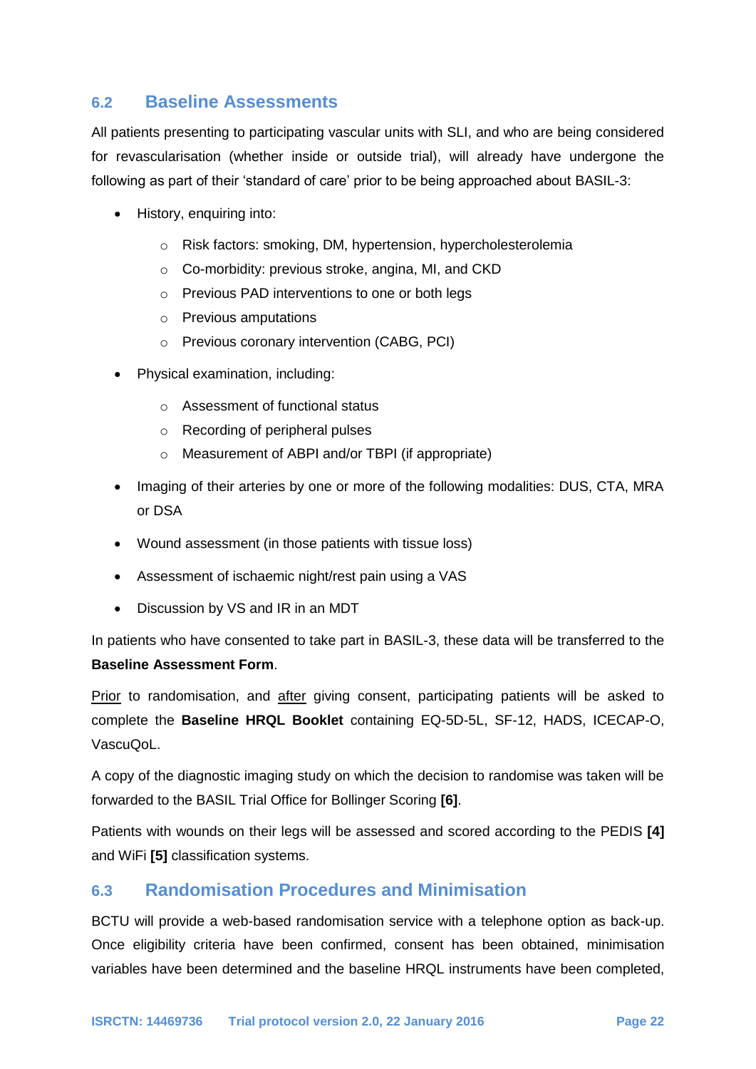## 6.2 Baseline Assessments

All patients presenting to participating vascular units with SLI, and who are being considered for revascularisation (whether inside or outside trial), will already have undergone the following as part of their 'standard of care' prior to be being approached about BASIL-3:

- History, enquiring into:
    - Risk factors: smoking, DM, hypertension, hypercholesterolemia
    - Co-morbidity: previous stroke, angina, MI, and CKD
    - Previous PAD interventions to one or both legs
    - Previous amputations
    - Previous coronary intervention (CABG, PCI)
- Physical examination, including:
    - Assessment of functional status
    - Recording of peripheral pulses
    - Measurement of ABPI and/or TBPI (if appropriate)
- Imaging of their arteries by one or more of the following modalities: DUS, CTA, MRA or DSA
- Wound assessment (in those patients with tissue loss)
- Assessment of ischaemic night/rest pain using a VAS
- Discussion by VS and IR in an MDT

In patients who have consented to take part in BASIL-3, these data will be transferred to the **Baseline Assessment Form**.

Prior to randomisation, and after giving consent, participating patients will be asked to complete the **Baseline HRQL Booklet** containing EQ-5D-5L, SF-12, HADS, ICECAP-O, VascuQoL.

A copy of the diagnostic imaging study on which the decision to randomise was taken will be forwarded to the BASIL Trial Office for Bollinger Scoring **[6]**.

Patients with wounds on their legs will be assessed and scored according to the PEDIS **[4]** and WiFi **[5]** classification systems.

## 6.3 Randomisation Procedures and Minimisation

BCTU will provide a web-based randomisation service with a telephone option as back-up. Once eligibility criteria have been confirmed, consent has been obtained, minimisation variables have been determined and the baseline HRQL instruments have been completed,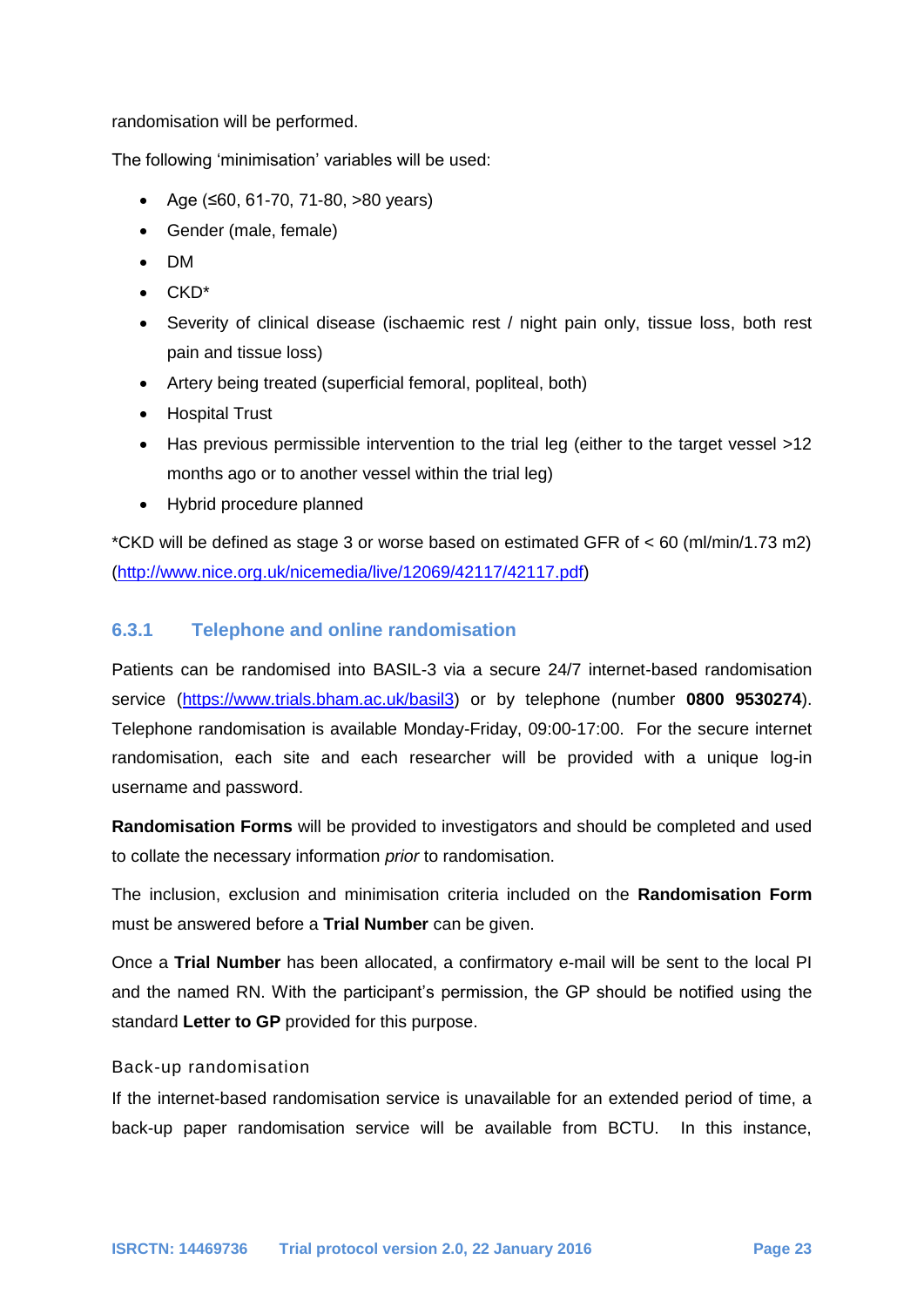randomisation will be performed.

The following 'minimisation' variables will be used:

- Age (≤60, 61-70, 71-80, >80 years)
- Gender (male, female)
- DM
- CKD*
- Severity of clinical disease (ischaemic rest / night pain only, tissue loss, both rest pain and tissue loss)
- Artery being treated (superficial femoral, popliteal, both)
- Hospital Trust
- Has previous permissible intervention to the trial leg (either to the target vessel >12 months ago or to another vessel within the trial leg)
- Hybrid procedure planned

*CKD will be defined as stage 3 or worse based on estimated GFR of < 60 (ml/min/1.73 m2) (http://www.nice.org.uk/nicemedia/live/12069/42117/42117.pdf)

### 6.3.1 Telephone and online randomisation

Patients can be randomised into BASIL-3 via a secure 24/7 internet-based randomisation service (https://www.trials.bham.ac.uk/basil3) or by telephone (number **0800 9530274**). Telephone randomisation is available Monday-Friday, 09:00-17:00. For the secure internet randomisation, each site and each researcher will be provided with a unique log-in username and password.

**Randomisation Forms** will be provided to investigators and should be completed and used to collate the necessary information *prior* to randomisation.

The inclusion, exclusion and minimisation criteria included on the **Randomisation Form** must be answered before a **Trial Number** can be given.

Once a **Trial Number** has been allocated, a confirmatory e-mail will be sent to the local PI and the named RN. With the participant's permission, the GP should be notified using the standard **Letter to GP** provided for this purpose.

#### Back-up randomisation

If the internet-based randomisation service is unavailable for an extended period of time, a back-up paper randomisation service will be available from BCTU. In this instance,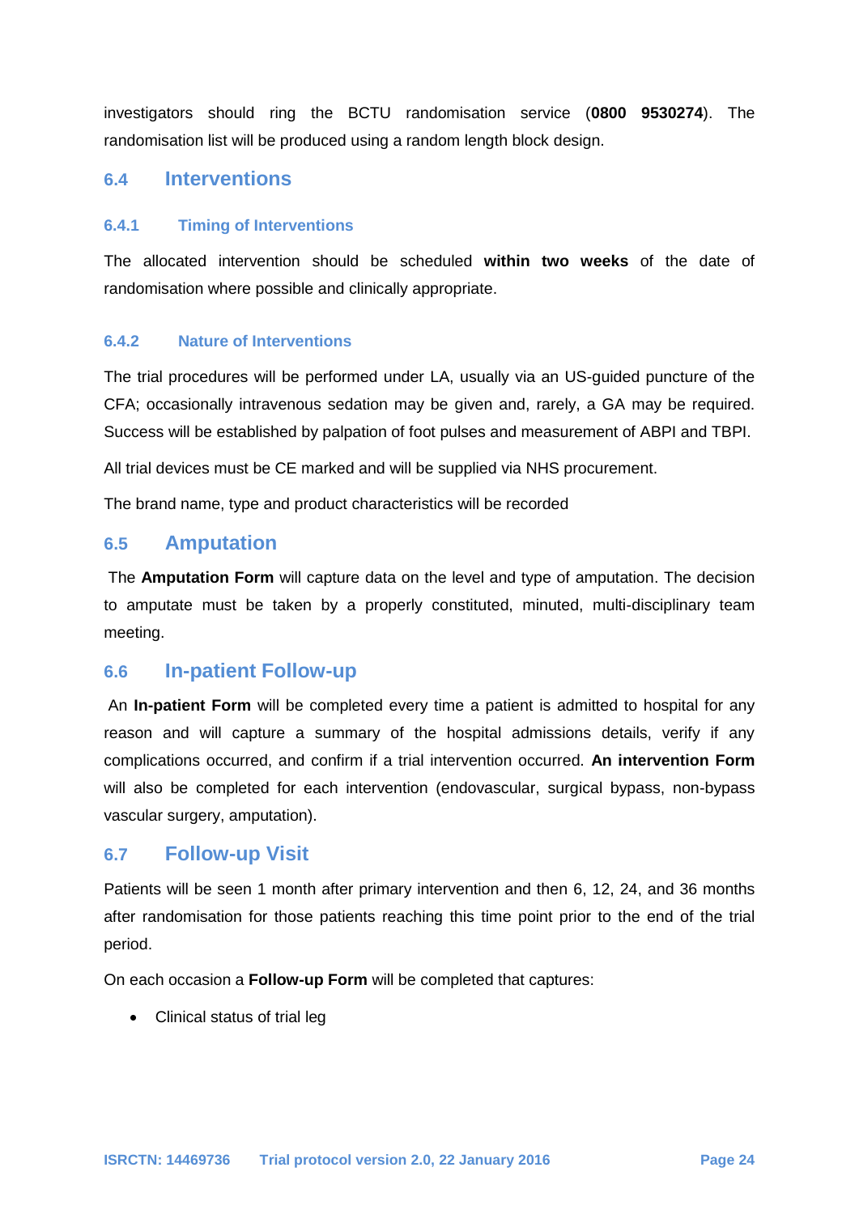investigators should ring the BCTU randomisation service (**0800 9530274**). The randomisation list will be produced using a random length block design.

## 6.4 Interventions

### 6.4.1 Timing of Interventions

The allocated intervention should be scheduled **within two weeks** of the date of randomisation where possible and clinically appropriate.

### 6.4.2 Nature of Interventions

The trial procedures will be performed under LA, usually via an US-guided puncture of the CFA; occasionally intravenous sedation may be given and, rarely, a GA may be required. Success will be established by palpation of foot pulses and measurement of ABPI and TBPI.

All trial devices must be CE marked and will be supplied via NHS procurement.

The brand name, type and product characteristics will be recorded

## 6.5 Amputation

The **Amputation Form** will capture data on the level and type of amputation. The decision to amputate must be taken by a properly constituted, minuted, multi-disciplinary team meeting.

## 6.6 In-patient Follow-up

An **In-patient Form** will be completed every time a patient is admitted to hospital for any reason and will capture a summary of the hospital admissions details, verify if any complications occurred, and confirm if a trial intervention occurred. **An intervention Form** will also be completed for each intervention (endovascular, surgical bypass, non-bypass vascular surgery, amputation).

## 6.7 Follow-up Visit

Patients will be seen 1 month after primary intervention and then 6, 12, 24, and 36 months after randomisation for those patients reaching this time point prior to the end of the trial period.

On each occasion a **Follow-up Form** will be completed that captures:

- Clinical status of trial leg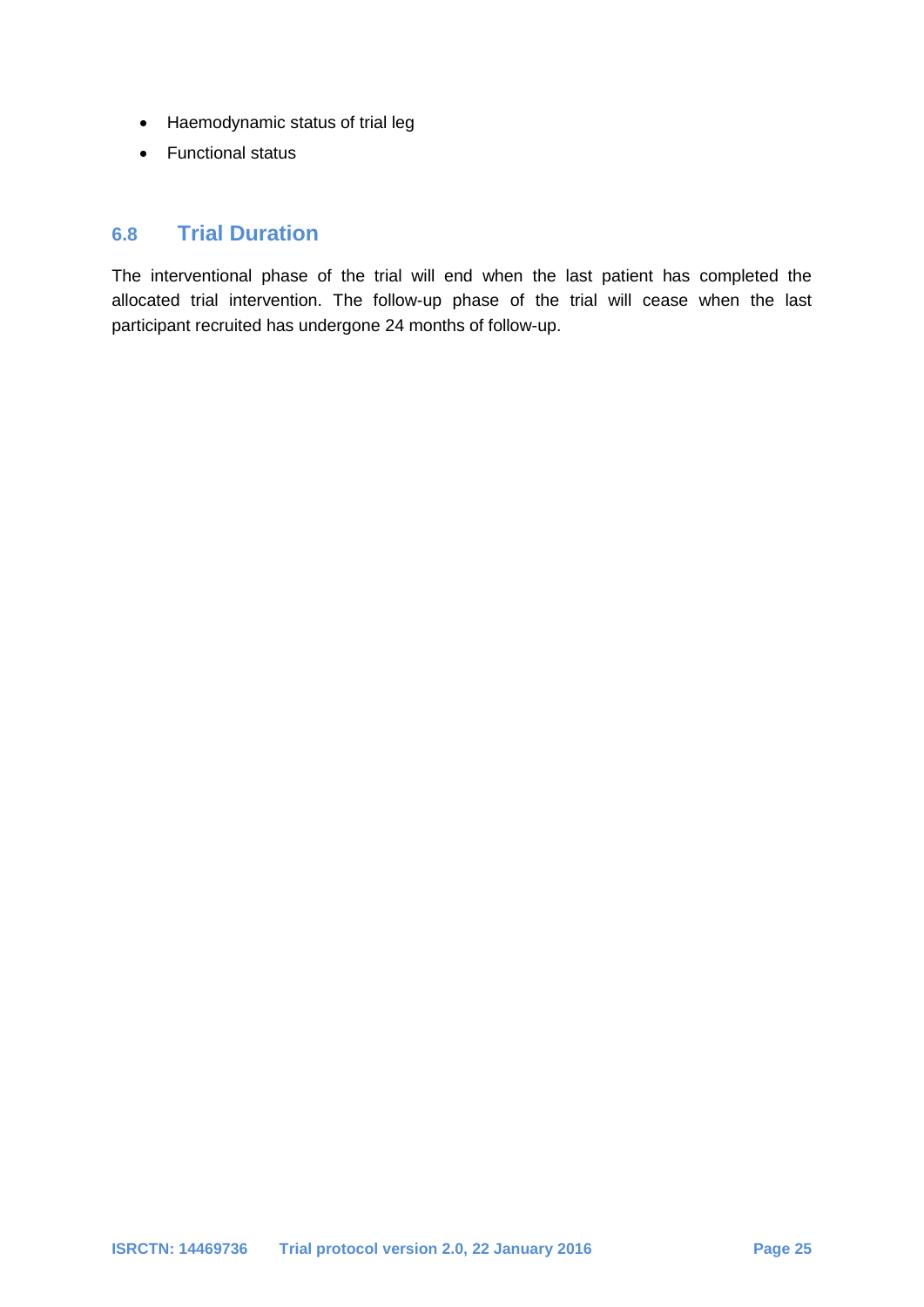- Haemodynamic status of trial leg
- Functional status

## 6.8 Trial Duration

The interventional phase of the trial will end when the last patient has completed the allocated trial intervention. The follow-up phase of the trial will cease when the last participant recruited has undergone 24 months of follow-up.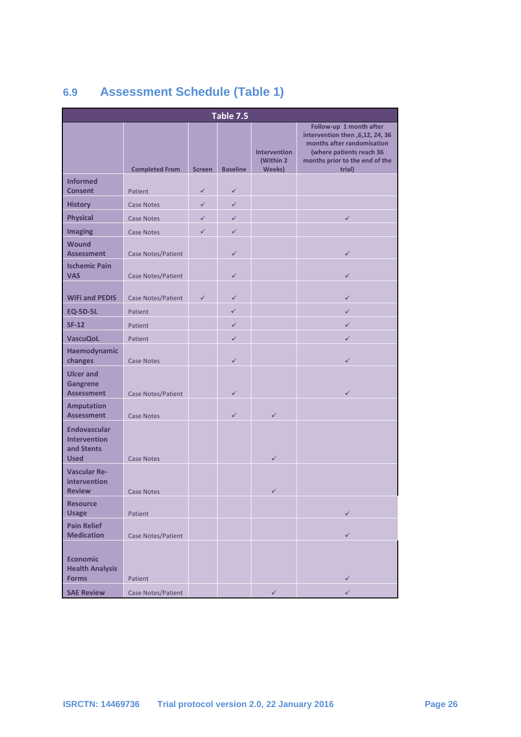## 6.9 Assessment Schedule (Table 1)

| Table 7.5 | | | | | |
|---|---|---|---|---|---|
| | Completed From | Screen | Baseline | Intervention (Within 2 Weeks) | Follow-up 1 month after intervention then ,6,12, 24, 36 months after randomisation (where patients reach 36 months prior to the end of the trial) |
| **Informed Consent** | Patient | ✓ | ✓ | | |
| **History** | Case Notes | ✓ | ✓ | | |
| **Physical** | Case Notes | ✓ | ✓ | | ✓ |
| **Imaging** | Case Notes | ✓ | ✓ | | |
| **Wound Assessment** | Case Notes/Patient | | ✓ | | ✓ |
| **Ischemic Pain VAS** | Case Notes/Patient | | ✓ | | ✓ |
| **WiFi and PEDIS** | Case Notes/Patient | ✓ | ✓ | | ✓ |
| **EQ-5D-5L** | Patient | | ✓ | | ✓ |
| **SF-12** | Patient | | ✓ | | ✓ |
| **VascuQoL** | Patient | | ✓ | | ✓ |
| **Haemodynamic changes** | Case Notes | | ✓ | | ✓ |
| **Ulcer and Gangrene Assessment** | Case Notes/Patient | | ✓ | | ✓ |
| **Amputation Assessment** | Case Notes | | ✓ | ✓ | |
| **Endovascular Intervention and Stents Used** | Case Notes | | | ✓ | |
| **Vascular Re-intervention Review** | Case Notes | | | ✓ | |
| **Resource Usage** | Patient | | | | ✓ |
| **Pain Relief Medication** | Case Notes/Patient | | | | ✓ |
| **Economic Health Analysis Forms** | Patient | | | | ✓ |
| **SAE Review** | Case Notes/Patient | | | ✓ | ✓ |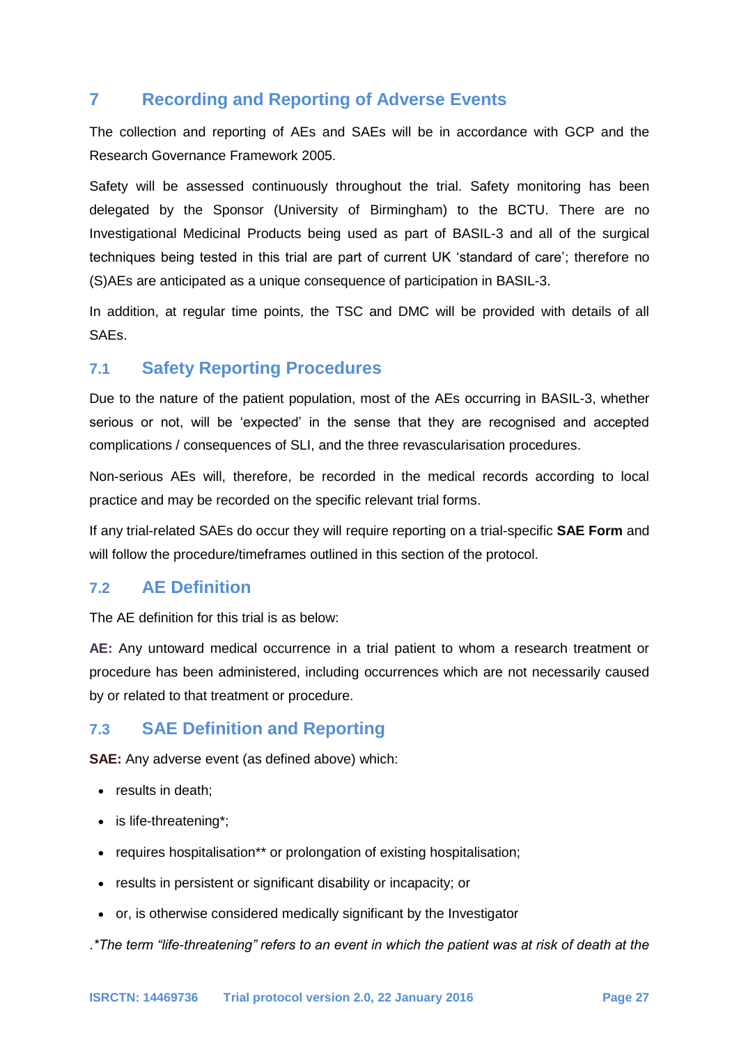# 7 Recording and Reporting of Adverse Events

The collection and reporting of AEs and SAEs will be in accordance with GCP and the Research Governance Framework 2005.

Safety will be assessed continuously throughout the trial. Safety monitoring has been delegated by the Sponsor (University of Birmingham) to the BCTU. There are no Investigational Medicinal Products being used as part of BASIL-3 and all of the surgical techniques being tested in this trial are part of current UK 'standard of care'; therefore no (S)AEs are anticipated as a unique consequence of participation in BASIL-3.

In addition, at regular time points, the TSC and DMC will be provided with details of all SAEs.

## 7.1 Safety Reporting Procedures

Due to the nature of the patient population, most of the AEs occurring in BASIL-3, whether serious or not, will be 'expected' in the sense that they are recognised and accepted complications / consequences of SLI, and the three revascularisation procedures.

Non-serious AEs will, therefore, be recorded in the medical records according to local practice and may be recorded on the specific relevant trial forms.

If any trial-related SAEs do occur they will require reporting on a trial-specific **SAE Form** and will follow the procedure/timeframes outlined in this section of the protocol.

## 7.2 AE Definition

The AE definition for this trial is as below:

**AE:** Any untoward medical occurrence in a trial patient to whom a research treatment or procedure has been administered, including occurrences which are not necessarily caused by or related to that treatment or procedure.

## 7.3 SAE Definition and Reporting

**SAE:** Any adverse event (as defined above) which:

- results in death;
- is life-threatening*;
- requires hospitalisation** or prolongation of existing hospitalisation;
- results in persistent or significant disability or incapacity; or
- or, is otherwise considered medically significant by the Investigator

.**The term "life-threatening" refers to an event in which the patient was at risk of death at the*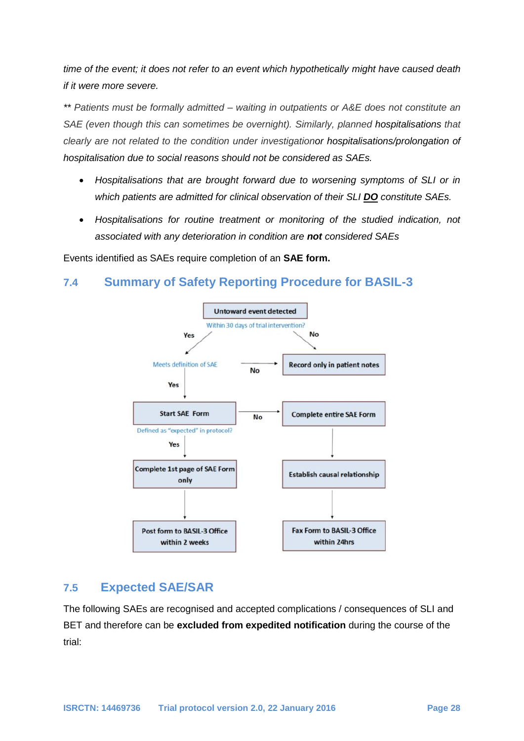*time of the event; it does not refer to an event which hypothetically might have caused death if it were more severe.*

*\*\* Patients must be formally admitted – waiting in outpatients or A&E does not constitute an SAE (even though this can sometimes be overnight). Similarly, planned hospitalisations that clearly are not related to the condition under investigationor hospitalisations/prolongation of hospitalisation due to social reasons should not be considered as SAEs.*

- *Hospitalisations that are brought forward due to worsening symptoms of SLI or in which patients are admitted for clinical observation of their SLI* ***DO*** *constitute SAEs.*
- *Hospitalisations for routine treatment or monitoring of the studied indication, not associated with any deterioration in condition are* ***not*** *considered SAEs*

Events identified as SAEs require completion of an **SAE form.**

## 7.4 Summary of Safety Reporting Procedure for BASIL-3

**Untoward event detected**

Within 30 days of trial intervention?

- No → **Record only in patient notes**
- Yes → Meets definition of SAE
  - No → **Record only in patient notes**
  - Yes → **Start SAE Form**
    - Defined as "expected" in protocol?
      - Yes → **Complete 1st page of SAE Form only** → **Post form to BASIL-3 Office within 2 weeks**
      - No → **Complete entire SAE Form** → **Establish causal relationship** → **Fax Form to BASIL-3 Office within 24hrs**

## 7.5 Expected SAE/SAR

The following SAEs are recognised and accepted complications / consequences of SLI and BET and therefore can be **excluded from expedited notification** during the course of the trial: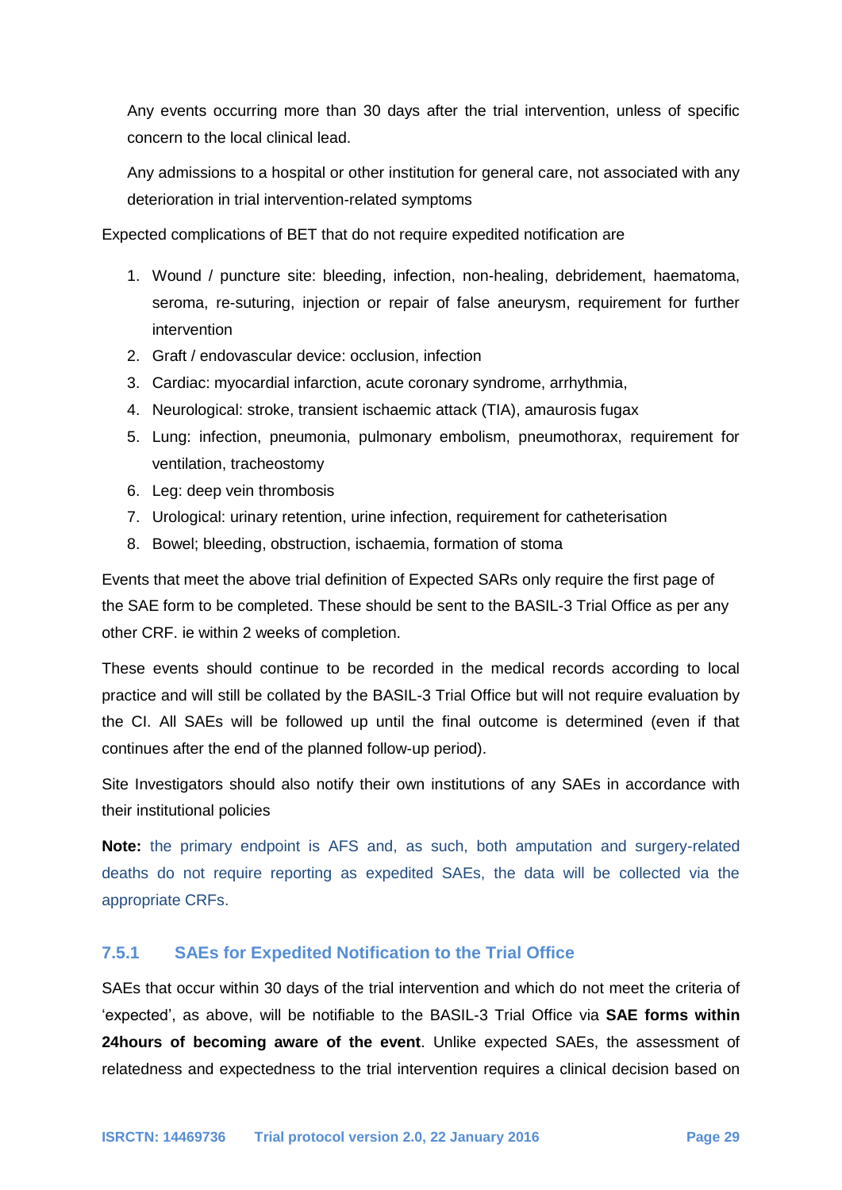Any events occurring more than 30 days after the trial intervention, unless of specific concern to the local clinical lead.

Any admissions to a hospital or other institution for general care, not associated with any deterioration in trial intervention-related symptoms

Expected complications of BET that do not require expedited notification are

1. Wound / puncture site: bleeding, infection, non-healing, debridement, haematoma, seroma, re-suturing, injection or repair of false aneurysm, requirement for further intervention
2. Graft / endovascular device: occlusion, infection
3. Cardiac: myocardial infarction, acute coronary syndrome, arrhythmia,
4. Neurological: stroke, transient ischaemic attack (TIA), amaurosis fugax
5. Lung: infection, pneumonia, pulmonary embolism, pneumothorax, requirement for ventilation, tracheostomy
6. Leg: deep vein thrombosis
7. Urological: urinary retention, urine infection, requirement for catheterisation
8. Bowel; bleeding, obstruction, ischaemia, formation of stoma

Events that meet the above trial definition of Expected SARs only require the first page of the SAE form to be completed. These should be sent to the BASIL-3 Trial Office as per any other CRF. ie within 2 weeks of completion.

These events should continue to be recorded in the medical records according to local practice and will still be collated by the BASIL-3 Trial Office but will not require evaluation by the CI. All SAEs will be followed up until the final outcome is determined (even if that continues after the end of the planned follow-up period).

Site Investigators should also notify their own institutions of any SAEs in accordance with their institutional policies

**Note:** the primary endpoint is AFS and, as such, both amputation and surgery-related deaths do not require reporting as expedited SAEs, the data will be collected via the appropriate CRFs.

### 7.5.1 SAEs for Expedited Notification to the Trial Office

SAEs that occur within 30 days of the trial intervention and which do not meet the criteria of 'expected', as above, will be notifiable to the BASIL-3 Trial Office via **SAE forms within 24hours of becoming aware of the event**. Unlike expected SAEs, the assessment of relatedness and expectedness to the trial intervention requires a clinical decision based on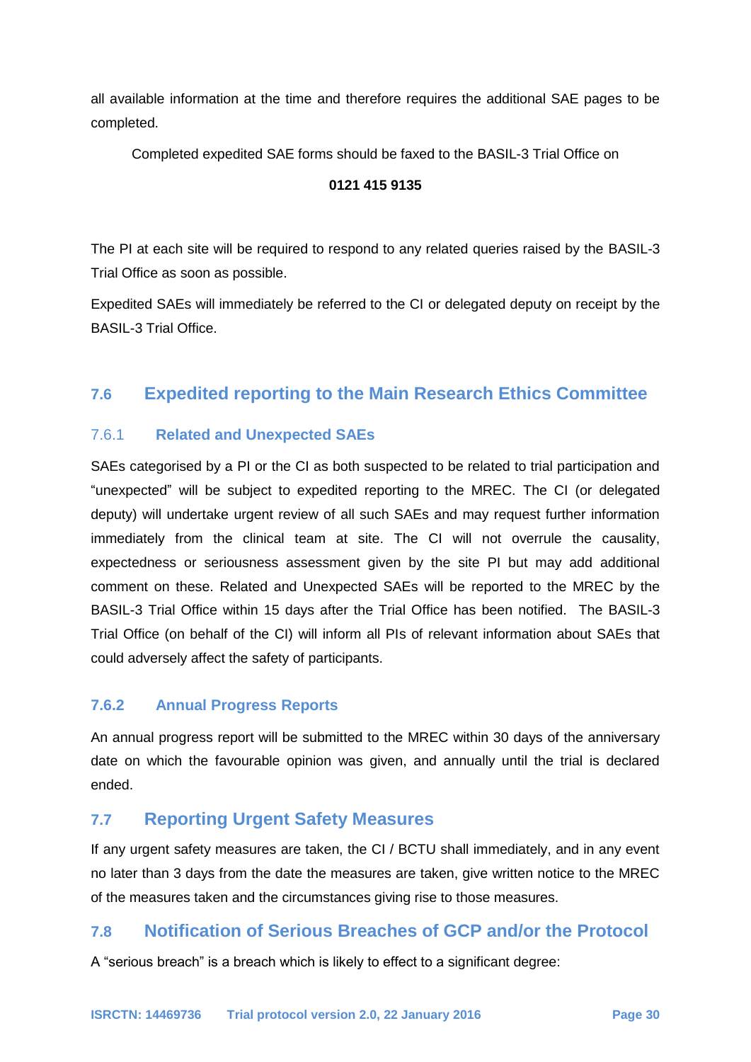all available information at the time and therefore requires the additional SAE pages to be completed.

Completed expedited SAE forms should be faxed to the BASIL-3 Trial Office on

**0121 415 9135**

The PI at each site will be required to respond to any related queries raised by the BASIL-3 Trial Office as soon as possible.

Expedited SAEs will immediately be referred to the CI or delegated deputy on receipt by the BASIL-3 Trial Office.

## 7.6 Expedited reporting to the Main Research Ethics Committee

### 7.6.1 Related and Unexpected SAEs

SAEs categorised by a PI or the CI as both suspected to be related to trial participation and "unexpected" will be subject to expedited reporting to the MREC. The CI (or delegated deputy) will undertake urgent review of all such SAEs and may request further information immediately from the clinical team at site. The CI will not overrule the causality, expectedness or seriousness assessment given by the site PI but may add additional comment on these. Related and Unexpected SAEs will be reported to the MREC by the BASIL-3 Trial Office within 15 days after the Trial Office has been notified. The BASIL-3 Trial Office (on behalf of the CI) will inform all PIs of relevant information about SAEs that could adversely affect the safety of participants.

### 7.6.2 Annual Progress Reports

An annual progress report will be submitted to the MREC within 30 days of the anniversary date on which the favourable opinion was given, and annually until the trial is declared ended.

## 7.7 Reporting Urgent Safety Measures

If any urgent safety measures are taken, the CI / BCTU shall immediately, and in any event no later than 3 days from the date the measures are taken, give written notice to the MREC of the measures taken and the circumstances giving rise to those measures.

## 7.8 Notification of Serious Breaches of GCP and/or the Protocol

A "serious breach" is a breach which is likely to effect to a significant degree: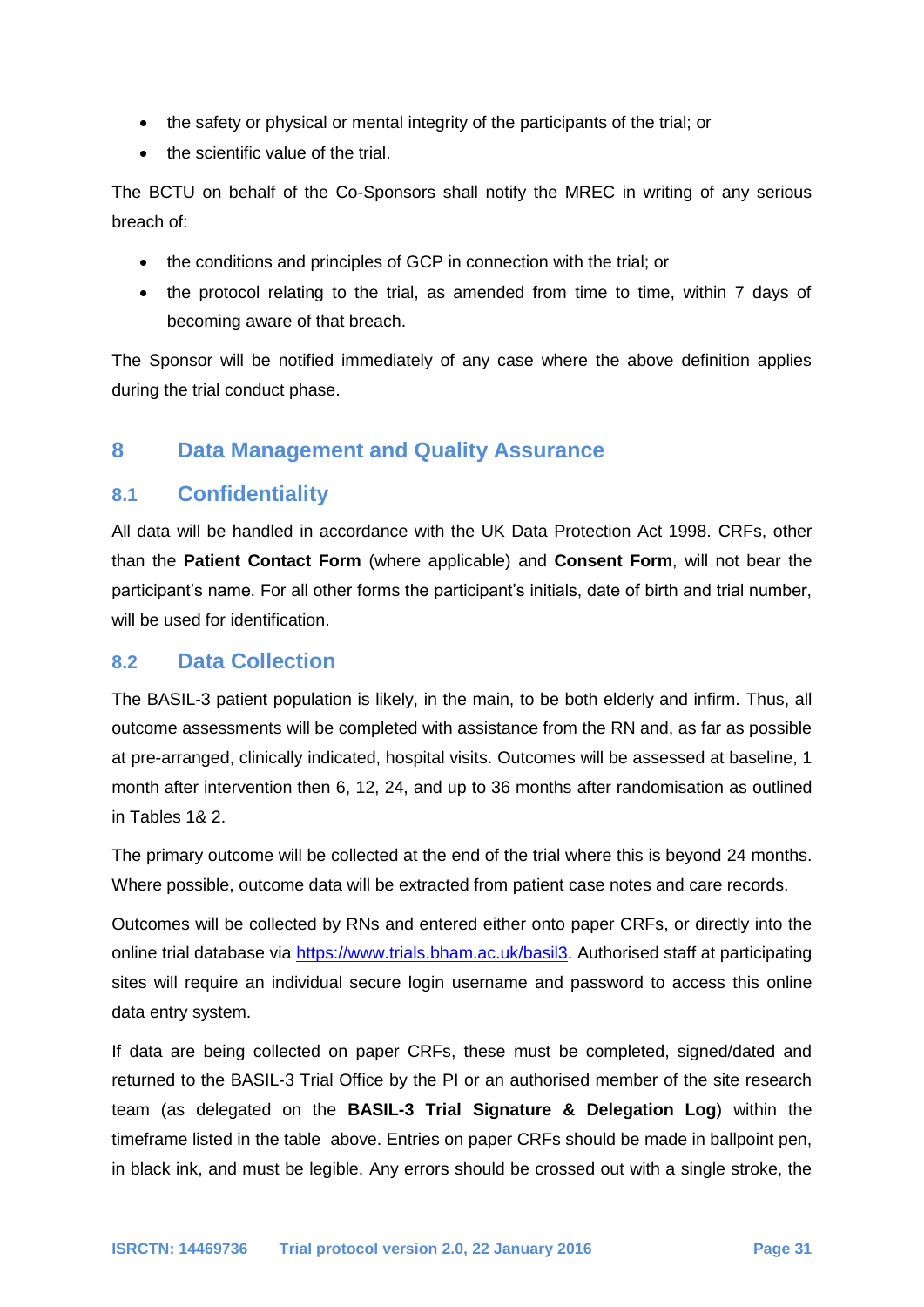- the safety or physical or mental integrity of the participants of the trial; or
- the scientific value of the trial.

The BCTU on behalf of the Co-Sponsors shall notify the MREC in writing of any serious breach of:

- the conditions and principles of GCP in connection with the trial; or
- the protocol relating to the trial, as amended from time to time, within 7 days of becoming aware of that breach.

The Sponsor will be notified immediately of any case where the above definition applies during the trial conduct phase.

# 8 Data Management and Quality Assurance

## 8.1 Confidentiality

All data will be handled in accordance with the UK Data Protection Act 1998. CRFs, other than the **Patient Contact Form** (where applicable) and **Consent Form**, will not bear the participant's name. For all other forms the participant's initials, date of birth and trial number, will be used for identification.

## 8.2 Data Collection

The BASIL-3 patient population is likely, in the main, to be both elderly and infirm. Thus, all outcome assessments will be completed with assistance from the RN and, as far as possible at pre-arranged, clinically indicated, hospital visits. Outcomes will be assessed at baseline, 1 month after intervention then 6, 12, 24, and up to 36 months after randomisation as outlined in Tables 1& 2.

The primary outcome will be collected at the end of the trial where this is beyond 24 months. Where possible, outcome data will be extracted from patient case notes and care records.

Outcomes will be collected by RNs and entered either onto paper CRFs, or directly into the online trial database via https://www.trials.bham.ac.uk/basil3. Authorised staff at participating sites will require an individual secure login username and password to access this online data entry system.

If data are being collected on paper CRFs, these must be completed, signed/dated and returned to the BASIL-3 Trial Office by the PI or an authorised member of the site research team (as delegated on the **BASIL-3 Trial Signature & Delegation Log**) within the timeframe listed in the table above. Entries on paper CRFs should be made in ballpoint pen, in black ink, and must be legible. Any errors should be crossed out with a single stroke, the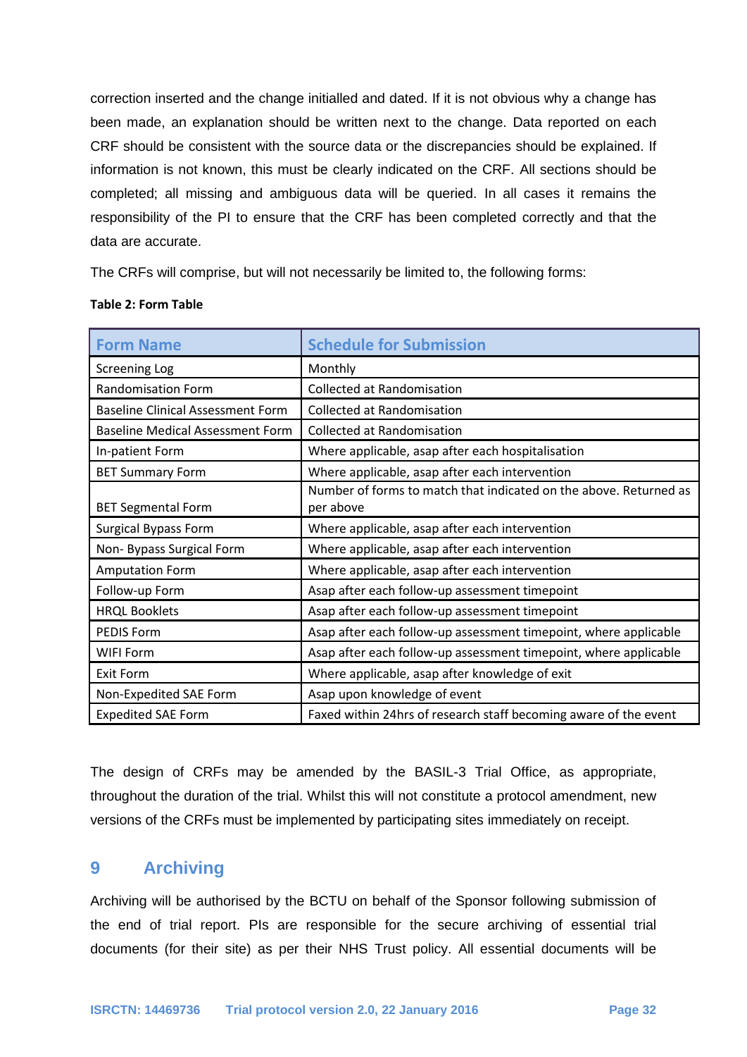correction inserted and the change initialled and dated. If it is not obvious why a change has been made, an explanation should be written next to the change. Data reported on each CRF should be consistent with the source data or the discrepancies should be explained. If information is not known, this must be clearly indicated on the CRF. All sections should be completed; all missing and ambiguous data will be queried. In all cases it remains the responsibility of the PI to ensure that the CRF has been completed correctly and that the data are accurate.

The CRFs will comprise, but will not necessarily be limited to, the following forms:

**Table 2: Form Table**

| Form Name | Schedule for Submission |
|---|---|
| Screening Log | Monthly |
| Randomisation Form | Collected at Randomisation |
| Baseline Clinical Assessment Form | Collected at Randomisation |
| Baseline Medical Assessment Form | Collected at Randomisation |
| In-patient Form | Where applicable, asap after each hospitalisation |
| BET Summary Form | Where applicable, asap after each intervention |
| BET Segmental Form | Number of forms to match that indicated on the above. Returned as per above |
| Surgical Bypass Form | Where applicable, asap after each intervention |
| Non- Bypass Surgical Form | Where applicable, asap after each intervention |
| Amputation Form | Where applicable, asap after each intervention |
| Follow-up Form | Asap after each follow-up assessment timepoint |
| HRQL Booklets | Asap after each follow-up assessment timepoint |
| PEDIS Form | Asap after each follow-up assessment timepoint, where applicable |
| WIFI Form | Asap after each follow-up assessment timepoint, where applicable |
| Exit Form | Where applicable, asap after knowledge of exit |
| Non-Expedited SAE Form | Asap upon knowledge of event |
| Expedited SAE Form | Faxed within 24hrs of research staff becoming aware of the event |

The design of CRFs may be amended by the BASIL-3 Trial Office, as appropriate, throughout the duration of the trial. Whilst this will not constitute a protocol amendment, new versions of the CRFs must be implemented by participating sites immediately on receipt.

# 9 Archiving

Archiving will be authorised by the BCTU on behalf of the Sponsor following submission of the end of trial report. PIs are responsible for the secure archiving of essential trial documents (for their site) as per their NHS Trust policy. All essential documents will be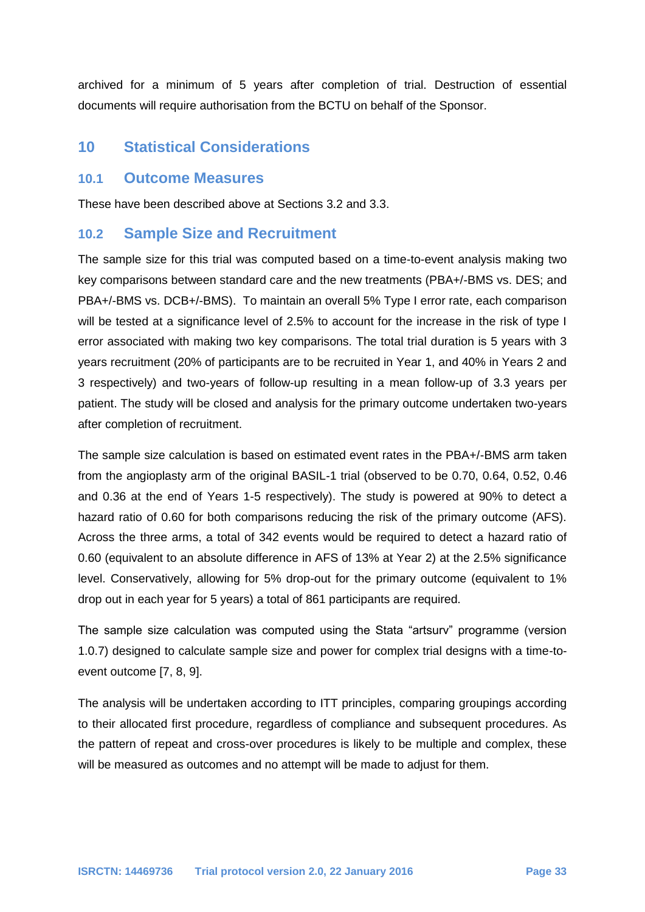archived for a minimum of 5 years after completion of trial. Destruction of essential documents will require authorisation from the BCTU on behalf of the Sponsor.

# 10 Statistical Considerations

## 10.1 Outcome Measures

These have been described above at Sections 3.2 and 3.3.

## 10.2 Sample Size and Recruitment

The sample size for this trial was computed based on a time-to-event analysis making two key comparisons between standard care and the new treatments (PBA+/-BMS vs. DES; and PBA+/-BMS vs. DCB+/-BMS). To maintain an overall 5% Type I error rate, each comparison will be tested at a significance level of 2.5% to account for the increase in the risk of type I error associated with making two key comparisons. The total trial duration is 5 years with 3 years recruitment (20% of participants are to be recruited in Year 1, and 40% in Years 2 and 3 respectively) and two-years of follow-up resulting in a mean follow-up of 3.3 years per patient. The study will be closed and analysis for the primary outcome undertaken two-years after completion of recruitment.

The sample size calculation is based on estimated event rates in the PBA+/-BMS arm taken from the angioplasty arm of the original BASIL-1 trial (observed to be 0.70, 0.64, 0.52, 0.46 and 0.36 at the end of Years 1-5 respectively). The study is powered at 90% to detect a hazard ratio of 0.60 for both comparisons reducing the risk of the primary outcome (AFS). Across the three arms, a total of 342 events would be required to detect a hazard ratio of 0.60 (equivalent to an absolute difference in AFS of 13% at Year 2) at the 2.5% significance level. Conservatively, allowing for 5% drop-out for the primary outcome (equivalent to 1% drop out in each year for 5 years) a total of 861 participants are required.

The sample size calculation was computed using the Stata "artsurv" programme (version 1.0.7) designed to calculate sample size and power for complex trial designs with a time-to-event outcome [7, 8, 9].

The analysis will be undertaken according to ITT principles, comparing groupings according to their allocated first procedure, regardless of compliance and subsequent procedures. As the pattern of repeat and cross-over procedures is likely to be multiple and complex, these will be measured as outcomes and no attempt will be made to adjust for them.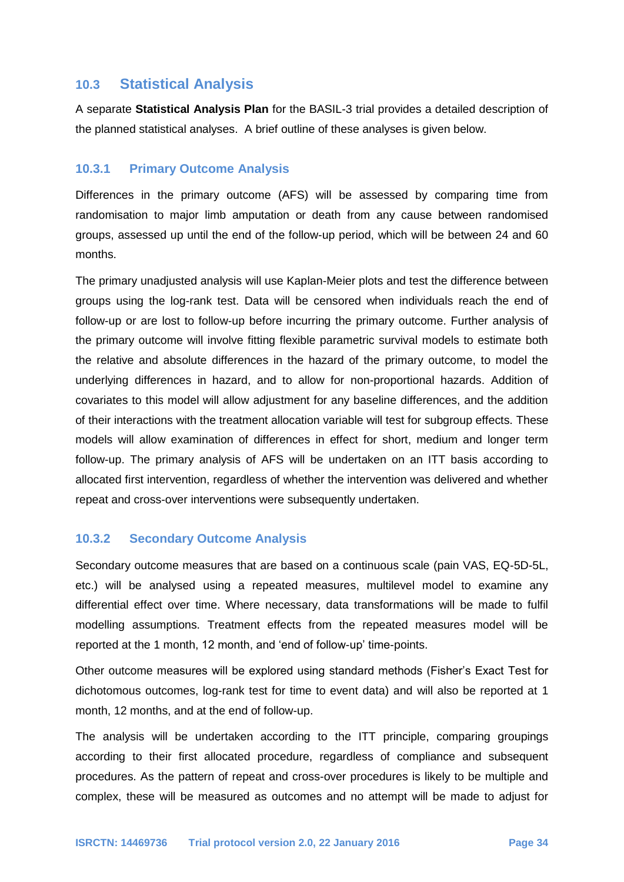## 10.3 Statistical Analysis

A separate **Statistical Analysis Plan** for the BASIL-3 trial provides a detailed description of the planned statistical analyses. A brief outline of these analyses is given below.

### 10.3.1 Primary Outcome Analysis

Differences in the primary outcome (AFS) will be assessed by comparing time from randomisation to major limb amputation or death from any cause between randomised groups, assessed up until the end of the follow-up period, which will be between 24 and 60 months.

The primary unadjusted analysis will use Kaplan-Meier plots and test the difference between groups using the log-rank test. Data will be censored when individuals reach the end of follow-up or are lost to follow-up before incurring the primary outcome. Further analysis of the primary outcome will involve fitting flexible parametric survival models to estimate both the relative and absolute differences in the hazard of the primary outcome, to model the underlying differences in hazard, and to allow for non-proportional hazards. Addition of covariates to this model will allow adjustment for any baseline differences, and the addition of their interactions with the treatment allocation variable will test for subgroup effects. These models will allow examination of differences in effect for short, medium and longer term follow-up. The primary analysis of AFS will be undertaken on an ITT basis according to allocated first intervention, regardless of whether the intervention was delivered and whether repeat and cross-over interventions were subsequently undertaken.

### 10.3.2 Secondary Outcome Analysis

Secondary outcome measures that are based on a continuous scale (pain VAS, EQ-5D-5L, etc.) will be analysed using a repeated measures, multilevel model to examine any differential effect over time. Where necessary, data transformations will be made to fulfil modelling assumptions. Treatment effects from the repeated measures model will be reported at the 1 month, 12 month, and 'end of follow-up' time-points.

Other outcome measures will be explored using standard methods (Fisher's Exact Test for dichotomous outcomes, log-rank test for time to event data) and will also be reported at 1 month, 12 months, and at the end of follow-up.

The analysis will be undertaken according to the ITT principle, comparing groupings according to their first allocated procedure, regardless of compliance and subsequent procedures. As the pattern of repeat and cross-over procedures is likely to be multiple and complex, these will be measured as outcomes and no attempt will be made to adjust for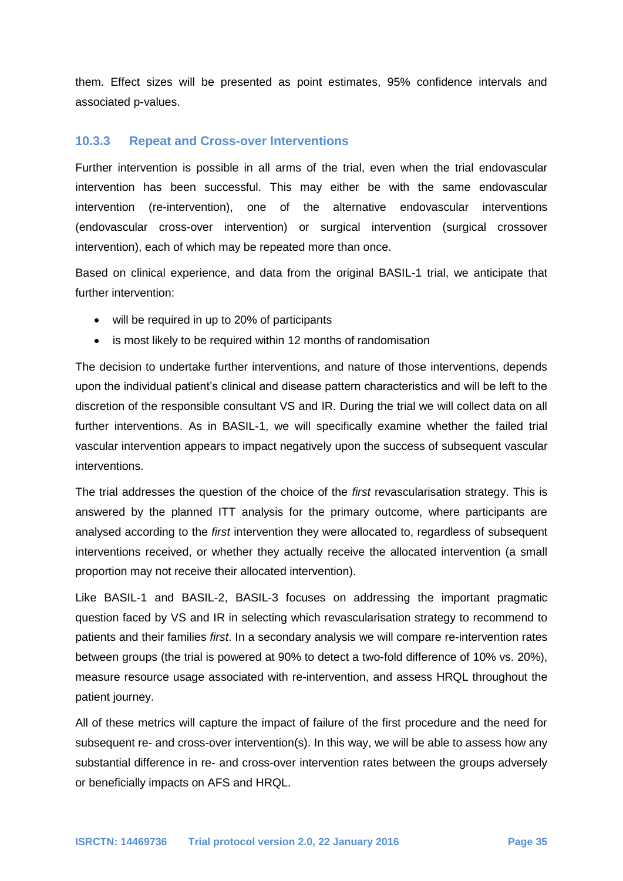them. Effect sizes will be presented as point estimates, 95% confidence intervals and associated p-values.

### 10.3.3 Repeat and Cross-over Interventions

Further intervention is possible in all arms of the trial, even when the trial endovascular intervention has been successful. This may either be with the same endovascular intervention (re-intervention), one of the alternative endovascular interventions (endovascular cross-over intervention) or surgical intervention (surgical crossover intervention), each of which may be repeated more than once.

Based on clinical experience, and data from the original BASIL-1 trial, we anticipate that further intervention:

- will be required in up to 20% of participants
- is most likely to be required within 12 months of randomisation

The decision to undertake further interventions, and nature of those interventions, depends upon the individual patient's clinical and disease pattern characteristics and will be left to the discretion of the responsible consultant VS and IR. During the trial we will collect data on all further interventions. As in BASIL-1, we will specifically examine whether the failed trial vascular intervention appears to impact negatively upon the success of subsequent vascular interventions.

The trial addresses the question of the choice of the *first* revascularisation strategy. This is answered by the planned ITT analysis for the primary outcome, where participants are analysed according to the *first* intervention they were allocated to, regardless of subsequent interventions received, or whether they actually receive the allocated intervention (a small proportion may not receive their allocated intervention).

Like BASIL-1 and BASIL-2, BASIL-3 focuses on addressing the important pragmatic question faced by VS and IR in selecting which revascularisation strategy to recommend to patients and their families *first*. In a secondary analysis we will compare re-intervention rates between groups (the trial is powered at 90% to detect a two-fold difference of 10% vs. 20%), measure resource usage associated with re-intervention, and assess HRQL throughout the patient journey.

All of these metrics will capture the impact of failure of the first procedure and the need for subsequent re- and cross-over intervention(s). In this way, we will be able to assess how any substantial difference in re- and cross-over intervention rates between the groups adversely or beneficially impacts on AFS and HRQL.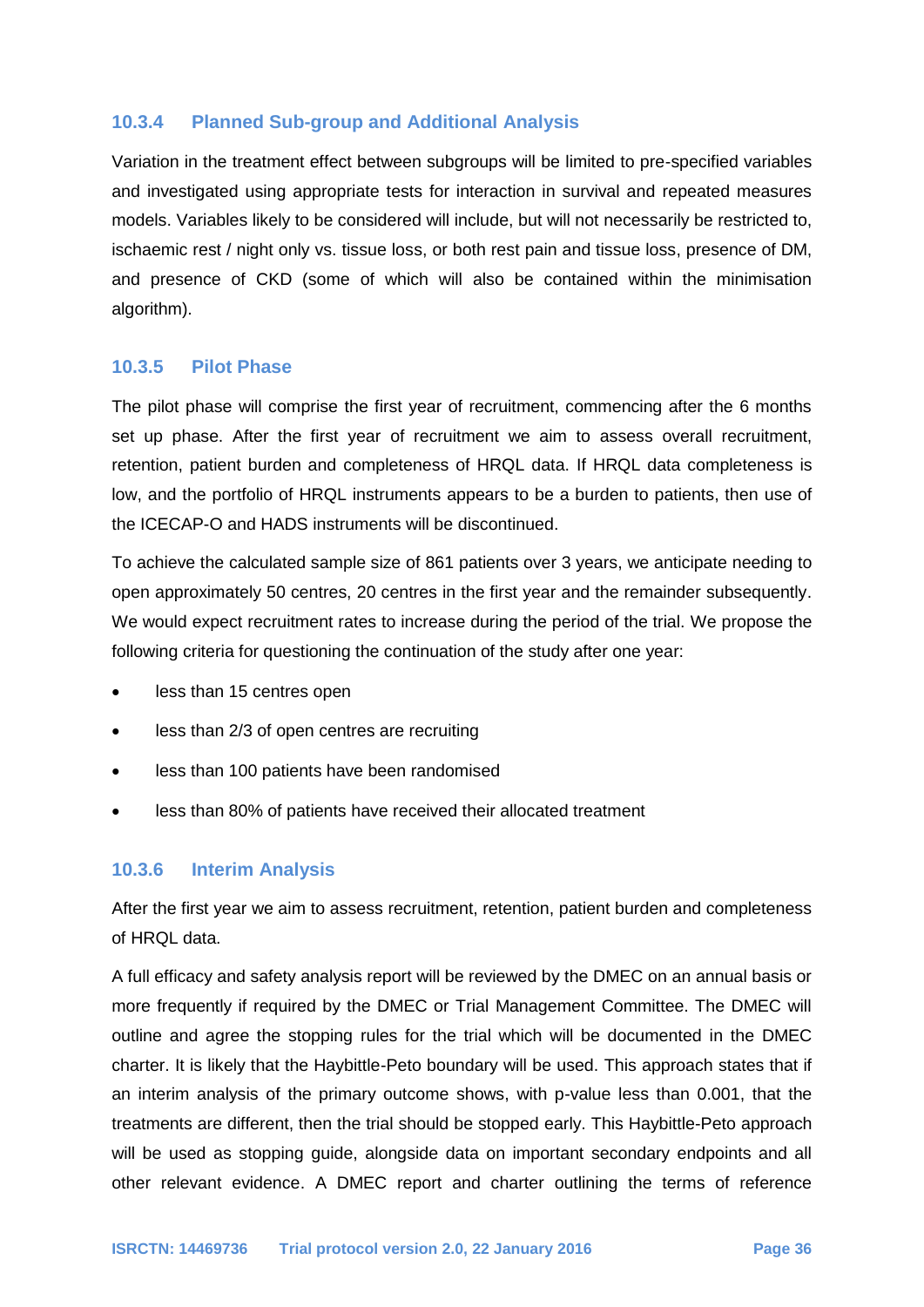### 10.3.4 Planned Sub-group and Additional Analysis

Variation in the treatment effect between subgroups will be limited to pre-specified variables and investigated using appropriate tests for interaction in survival and repeated measures models. Variables likely to be considered will include, but will not necessarily be restricted to, ischaemic rest / night only vs. tissue loss, or both rest pain and tissue loss, presence of DM, and presence of CKD (some of which will also be contained within the minimisation algorithm).

### 10.3.5 Pilot Phase

The pilot phase will comprise the first year of recruitment, commencing after the 6 months set up phase. After the first year of recruitment we aim to assess overall recruitment, retention, patient burden and completeness of HRQL data. If HRQL data completeness is low, and the portfolio of HRQL instruments appears to be a burden to patients, then use of the ICECAP-O and HADS instruments will be discontinued.

To achieve the calculated sample size of 861 patients over 3 years, we anticipate needing to open approximately 50 centres, 20 centres in the first year and the remainder subsequently. We would expect recruitment rates to increase during the period of the trial. We propose the following criteria for questioning the continuation of the study after one year:

- less than 15 centres open
- less than 2/3 of open centres are recruiting
- less than 100 patients have been randomised
- less than 80% of patients have received their allocated treatment

### 10.3.6 Interim Analysis

After the first year we aim to assess recruitment, retention, patient burden and completeness of HRQL data.

A full efficacy and safety analysis report will be reviewed by the DMEC on an annual basis or more frequently if required by the DMEC or Trial Management Committee. The DMEC will outline and agree the stopping rules for the trial which will be documented in the DMEC charter. It is likely that the Haybittle-Peto boundary will be used. This approach states that if an interim analysis of the primary outcome shows, with p-value less than 0.001, that the treatments are different, then the trial should be stopped early. This Haybittle-Peto approach will be used as stopping guide, alongside data on important secondary endpoints and all other relevant evidence. A DMEC report and charter outlining the terms of reference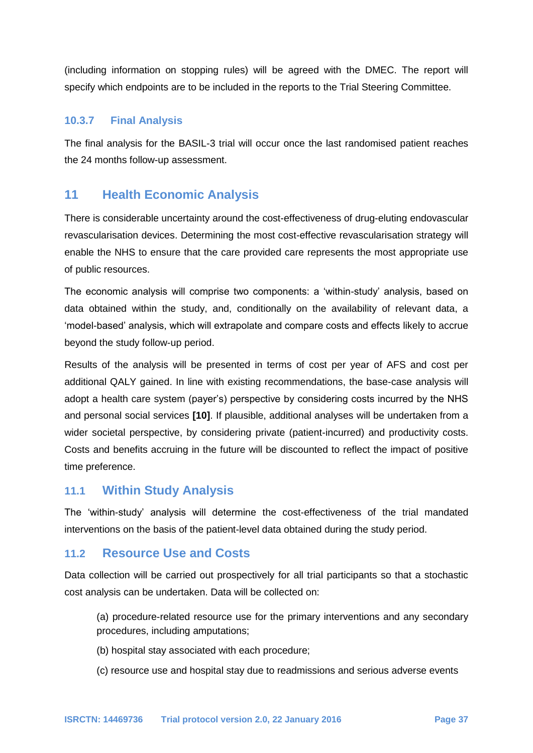(including information on stopping rules) will be agreed with the DMEC. The report will specify which endpoints are to be included in the reports to the Trial Steering Committee.

#### 10.3.7 Final Analysis

The final analysis for the BASIL-3 trial will occur once the last randomised patient reaches the 24 months follow-up assessment.

# 11 Health Economic Analysis

There is considerable uncertainty around the cost-effectiveness of drug-eluting endovascular revascularisation devices. Determining the most cost-effective revascularisation strategy will enable the NHS to ensure that the care provided care represents the most appropriate use of public resources.

The economic analysis will comprise two components: a 'within-study' analysis, based on data obtained within the study, and, conditionally on the availability of relevant data, a 'model-based' analysis, which will extrapolate and compare costs and effects likely to accrue beyond the study follow-up period.

Results of the analysis will be presented in terms of cost per year of AFS and cost per additional QALY gained. In line with existing recommendations, the base-case analysis will adopt a health care system (payer's) perspective by considering costs incurred by the NHS and personal social services **[10]**. If plausible, additional analyses will be undertaken from a wider societal perspective, by considering private (patient-incurred) and productivity costs. Costs and benefits accruing in the future will be discounted to reflect the impact of positive time preference.

## 11.1 Within Study Analysis

The 'within-study' analysis will determine the cost-effectiveness of the trial mandated interventions on the basis of the patient-level data obtained during the study period.

## 11.2 Resource Use and Costs

Data collection will be carried out prospectively for all trial participants so that a stochastic cost analysis can be undertaken. Data will be collected on:

(a) procedure-related resource use for the primary interventions and any secondary procedures, including amputations;

(b) hospital stay associated with each procedure;

(c) resource use and hospital stay due to readmissions and serious adverse events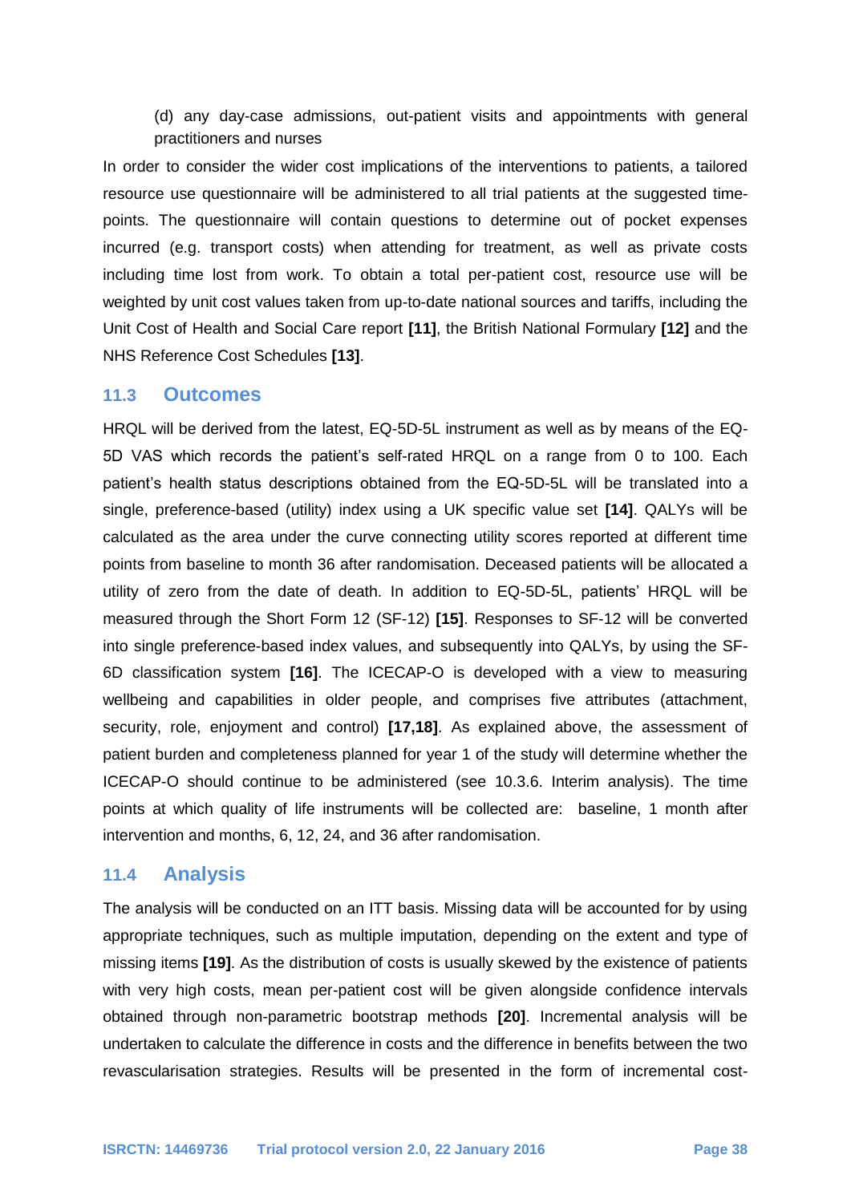(d) any day-case admissions, out-patient visits and appointments with general practitioners and nurses

In order to consider the wider cost implications of the interventions to patients, a tailored resource use questionnaire will be administered to all trial patients at the suggested time-points. The questionnaire will contain questions to determine out of pocket expenses incurred (e.g. transport costs) when attending for treatment, as well as private costs including time lost from work. To obtain a total per-patient cost, resource use will be weighted by unit cost values taken from up-to-date national sources and tariffs, including the Unit Cost of Health and Social Care report **[11]**, the British National Formulary **[12]** and the NHS Reference Cost Schedules **[13]**.

## 11.3 Outcomes

HRQL will be derived from the latest, EQ-5D-5L instrument as well as by means of the EQ-5D VAS which records the patient's self-rated HRQL on a range from 0 to 100. Each patient's health status descriptions obtained from the EQ-5D-5L will be translated into a single, preference-based (utility) index using a UK specific value set **[14]**. QALYs will be calculated as the area under the curve connecting utility scores reported at different time points from baseline to month 36 after randomisation. Deceased patients will be allocated a utility of zero from the date of death. In addition to EQ-5D-5L, patients' HRQL will be measured through the Short Form 12 (SF-12) **[15]**. Responses to SF-12 will be converted into single preference-based index values, and subsequently into QALYs, by using the SF-6D classification system **[16]**. The ICECAP-O is developed with a view to measuring wellbeing and capabilities in older people, and comprises five attributes (attachment, security, role, enjoyment and control) **[17,18]**. As explained above, the assessment of patient burden and completeness planned for year 1 of the study will determine whether the ICECAP-O should continue to be administered (see 10.3.6. Interim analysis). The time points at which quality of life instruments will be collected are: baseline, 1 month after intervention and months, 6, 12, 24, and 36 after randomisation.

## 11.4 Analysis

The analysis will be conducted on an ITT basis. Missing data will be accounted for by using appropriate techniques, such as multiple imputation, depending on the extent and type of missing items **[19]**. As the distribution of costs is usually skewed by the existence of patients with very high costs, mean per-patient cost will be given alongside confidence intervals obtained through non-parametric bootstrap methods **[20]**. Incremental analysis will be undertaken to calculate the difference in costs and the difference in benefits between the two revascularisation strategies. Results will be presented in the form of incremental cost-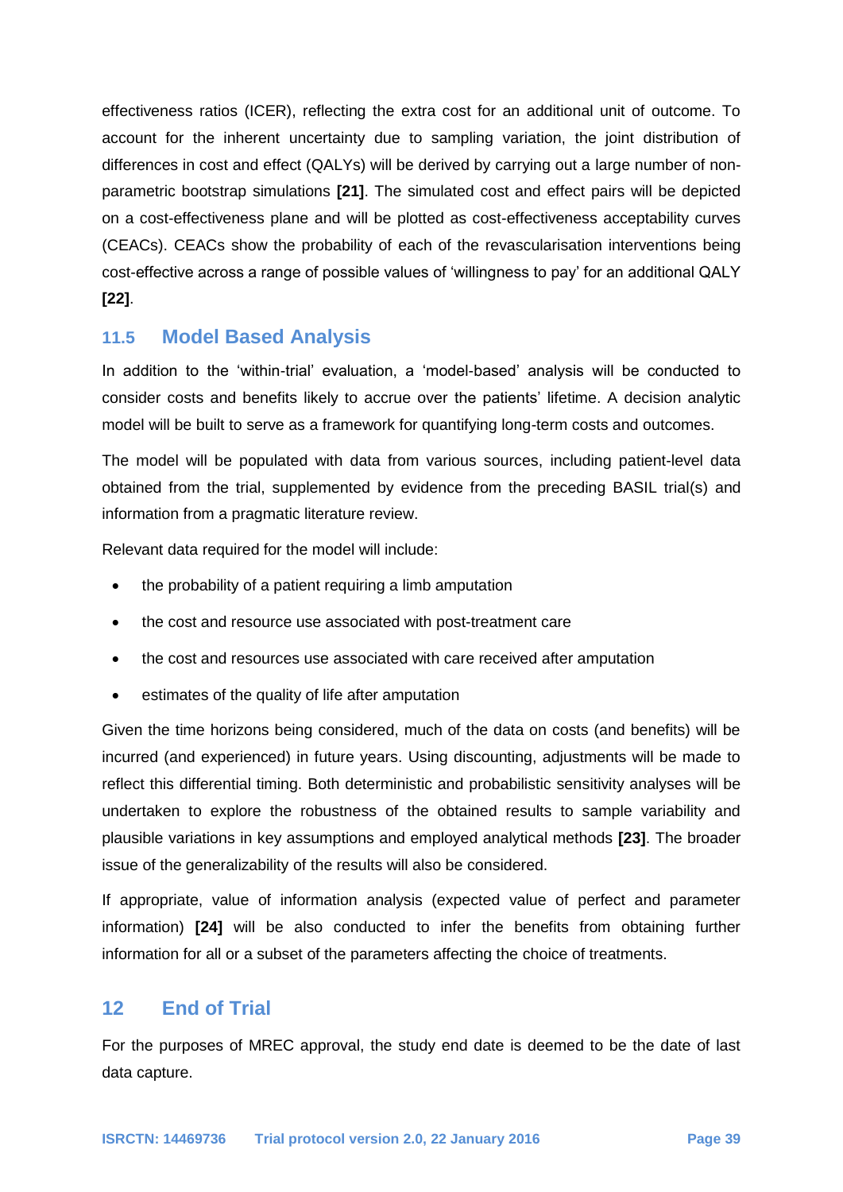effectiveness ratios (ICER), reflecting the extra cost for an additional unit of outcome. To account for the inherent uncertainty due to sampling variation, the joint distribution of differences in cost and effect (QALYs) will be derived by carrying out a large number of non-parametric bootstrap simulations **[21]**. The simulated cost and effect pairs will be depicted on a cost-effectiveness plane and will be plotted as cost-effectiveness acceptability curves (CEACs). CEACs show the probability of each of the revascularisation interventions being cost-effective across a range of possible values of 'willingness to pay' for an additional QALY **[22]**.

### 11.5 Model Based Analysis

In addition to the 'within-trial' evaluation, a 'model-based' analysis will be conducted to consider costs and benefits likely to accrue over the patients' lifetime. A decision analytic model will be built to serve as a framework for quantifying long-term costs and outcomes.

The model will be populated with data from various sources, including patient-level data obtained from the trial, supplemented by evidence from the preceding BASIL trial(s) and information from a pragmatic literature review.

Relevant data required for the model will include:

- the probability of a patient requiring a limb amputation
- the cost and resource use associated with post-treatment care
- the cost and resources use associated with care received after amputation
- estimates of the quality of life after amputation

Given the time horizons being considered, much of the data on costs (and benefits) will be incurred (and experienced) in future years. Using discounting, adjustments will be made to reflect this differential timing. Both deterministic and probabilistic sensitivity analyses will be undertaken to explore the robustness of the obtained results to sample variability and plausible variations in key assumptions and employed analytical methods **[23]**. The broader issue of the generalizability of the results will also be considered.

If appropriate, value of information analysis (expected value of perfect and parameter information) **[24]** will be also conducted to infer the benefits from obtaining further information for all or a subset of the parameters affecting the choice of treatments.

## 12 End of Trial

For the purposes of MREC approval, the study end date is deemed to be the date of last data capture.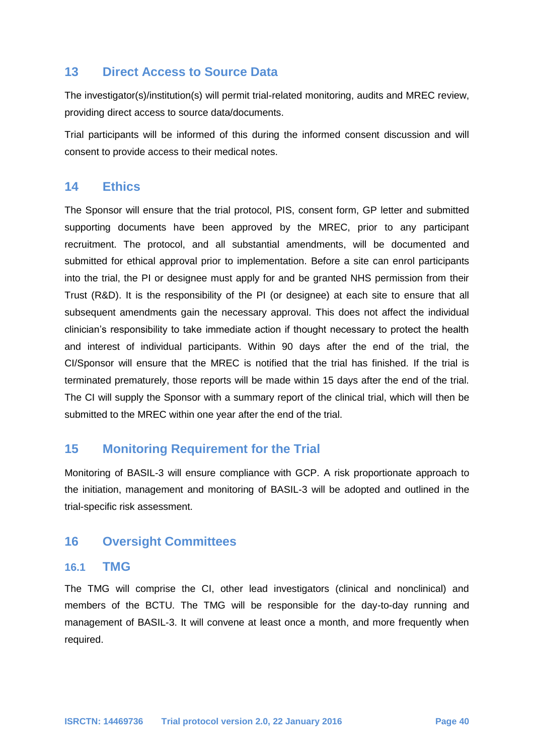## 13 Direct Access to Source Data

The investigator(s)/institution(s) will permit trial-related monitoring, audits and MREC review, providing direct access to source data/documents.

Trial participants will be informed of this during the informed consent discussion and will consent to provide access to their medical notes.

## 14 Ethics

The Sponsor will ensure that the trial protocol, PIS, consent form, GP letter and submitted supporting documents have been approved by the MREC, prior to any participant recruitment. The protocol, and all substantial amendments, will be documented and submitted for ethical approval prior to implementation. Before a site can enrol participants into the trial, the PI or designee must apply for and be granted NHS permission from their Trust (R&D). It is the responsibility of the PI (or designee) at each site to ensure that all subsequent amendments gain the necessary approval. This does not affect the individual clinician's responsibility to take immediate action if thought necessary to protect the health and interest of individual participants. Within 90 days after the end of the trial, the CI/Sponsor will ensure that the MREC is notified that the trial has finished. If the trial is terminated prematurely, those reports will be made within 15 days after the end of the trial. The CI will supply the Sponsor with a summary report of the clinical trial, which will then be submitted to the MREC within one year after the end of the trial.

## 15 Monitoring Requirement for the Trial

Monitoring of BASIL-3 will ensure compliance with GCP. A risk proportionate approach to the initiation, management and monitoring of BASIL-3 will be adopted and outlined in the trial-specific risk assessment.

## 16 Oversight Committees

### 16.1 TMG

The TMG will comprise the CI, other lead investigators (clinical and nonclinical) and members of the BCTU. The TMG will be responsible for the day-to-day running and management of BASIL-3. It will convene at least once a month, and more frequently when required.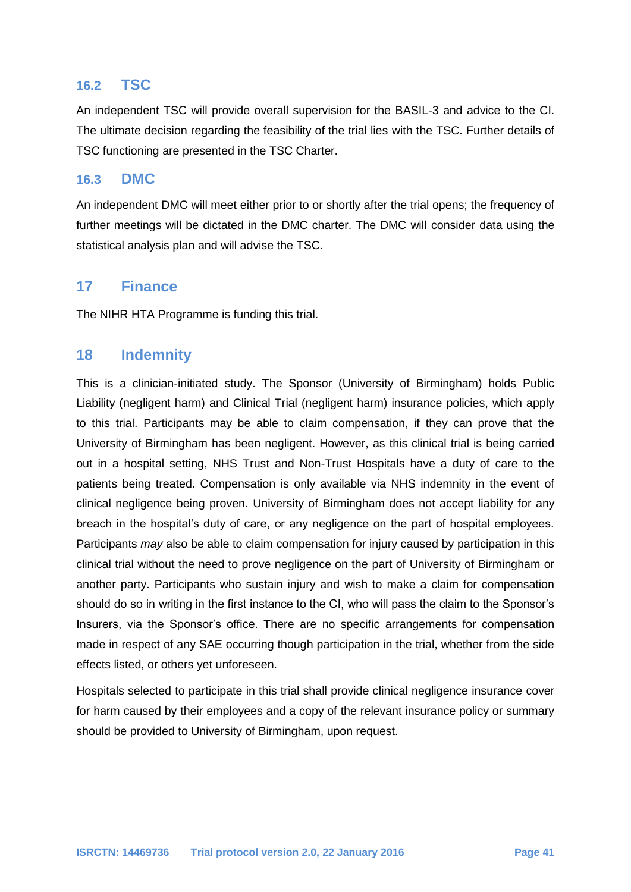### 16.2 TSC

An independent TSC will provide overall supervision for the BASIL-3 and advice to the CI. The ultimate decision regarding the feasibility of the trial lies with the TSC. Further details of TSC functioning are presented in the TSC Charter.

### 16.3 DMC

An independent DMC will meet either prior to or shortly after the trial opens; the frequency of further meetings will be dictated in the DMC charter. The DMC will consider data using the statistical analysis plan and will advise the TSC.

## 17 Finance

The NIHR HTA Programme is funding this trial.

## 18 Indemnity

This is a clinician-initiated study. The Sponsor (University of Birmingham) holds Public Liability (negligent harm) and Clinical Trial (negligent harm) insurance policies, which apply to this trial. Participants may be able to claim compensation, if they can prove that the University of Birmingham has been negligent. However, as this clinical trial is being carried out in a hospital setting, NHS Trust and Non-Trust Hospitals have a duty of care to the patients being treated. Compensation is only available via NHS indemnity in the event of clinical negligence being proven. University of Birmingham does not accept liability for any breach in the hospital's duty of care, or any negligence on the part of hospital employees. Participants *may* also be able to claim compensation for injury caused by participation in this clinical trial without the need to prove negligence on the part of University of Birmingham or another party. Participants who sustain injury and wish to make a claim for compensation should do so in writing in the first instance to the CI, who will pass the claim to the Sponsor's Insurers, via the Sponsor's office. There are no specific arrangements for compensation made in respect of any SAE occurring though participation in the trial, whether from the side effects listed, or others yet unforeseen.

Hospitals selected to participate in this trial shall provide clinical negligence insurance cover for harm caused by their employees and a copy of the relevant insurance policy or summary should be provided to University of Birmingham, upon request.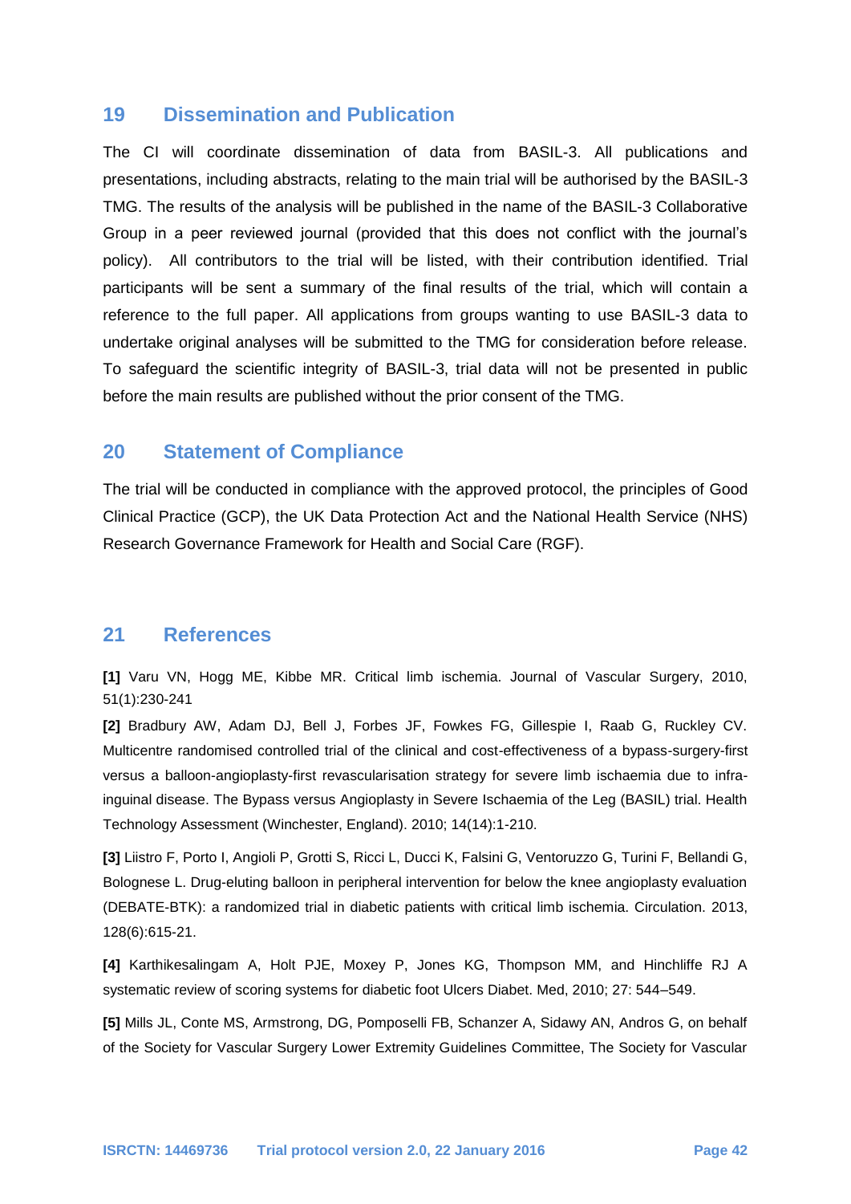## 19 Dissemination and Publication

The CI will coordinate dissemination of data from BASIL-3. All publications and presentations, including abstracts, relating to the main trial will be authorised by the BASIL-3 TMG. The results of the analysis will be published in the name of the BASIL-3 Collaborative Group in a peer reviewed journal (provided that this does not conflict with the journal's policy). All contributors to the trial will be listed, with their contribution identified. Trial participants will be sent a summary of the final results of the trial, which will contain a reference to the full paper. All applications from groups wanting to use BASIL-3 data to undertake original analyses will be submitted to the TMG for consideration before release. To safeguard the scientific integrity of BASIL-3, trial data will not be presented in public before the main results are published without the prior consent of the TMG.

## 20 Statement of Compliance

The trial will be conducted in compliance with the approved protocol, the principles of Good Clinical Practice (GCP), the UK Data Protection Act and the National Health Service (NHS) Research Governance Framework for Health and Social Care (RGF).

## 21 References

**[1]** Varu VN, Hogg ME, Kibbe MR. Critical limb ischemia. Journal of Vascular Surgery, 2010, 51(1):230-241

**[2]** Bradbury AW, Adam DJ, Bell J, Forbes JF, Fowkes FG, Gillespie I, Raab G, Ruckley CV. Multicentre randomised controlled trial of the clinical and cost-effectiveness of a bypass-surgery-first versus a balloon-angioplasty-first revascularisation strategy for severe limb ischaemia due to infra-inguinal disease. The Bypass versus Angioplasty in Severe Ischaemia of the Leg (BASIL) trial. Health Technology Assessment (Winchester, England). 2010; 14(14):1-210.

**[3]** Liistro F, Porto I, Angioli P, Grotti S, Ricci L, Ducci K, Falsini G, Ventoruzzo G, Turini F, Bellandi G, Bolognese L. Drug-eluting balloon in peripheral intervention for below the knee angioplasty evaluation (DEBATE-BTK): a randomized trial in diabetic patients with critical limb ischemia. Circulation. 2013, 128(6):615-21.

**[4]** Karthikesalingam A, Holt PJE, Moxey P, Jones KG, Thompson MM, and Hinchliffe RJ A systematic review of scoring systems for diabetic foot Ulcers Diabet. Med, 2010; 27: 544–549.

**[5]** Mills JL, Conte MS, Armstrong, DG, Pomposelli FB, Schanzer A, Sidawy AN, Andros G, on behalf of the Society for Vascular Surgery Lower Extremity Guidelines Committee, The Society for Vascular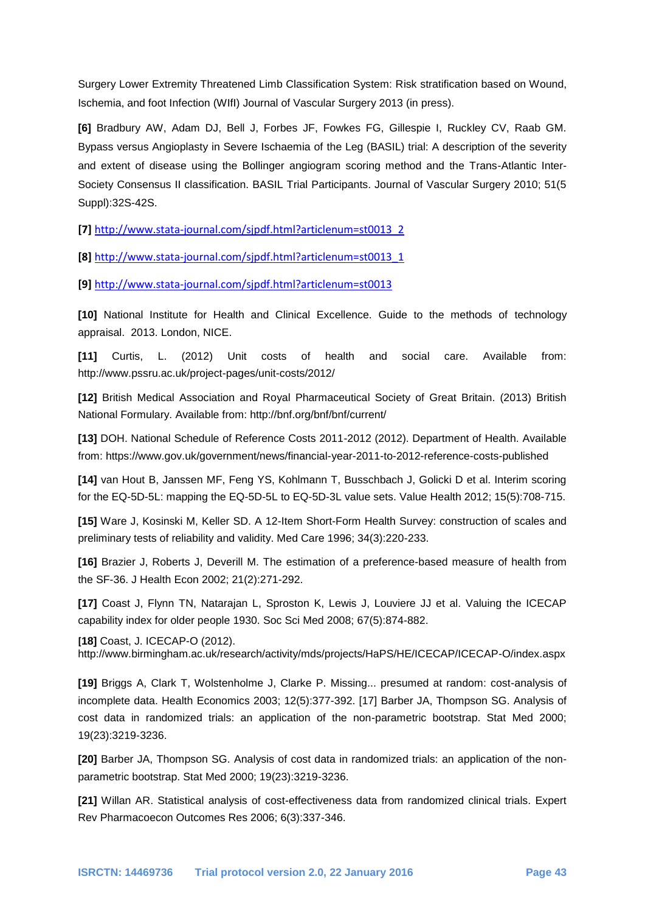Surgery Lower Extremity Threatened Limb Classification System: Risk stratification based on Wound, Ischemia, and foot Infection (WIfI) Journal of Vascular Surgery 2013 (in press).

**[6]** Bradbury AW, Adam DJ, Bell J, Forbes JF, Fowkes FG, Gillespie I, Ruckley CV, Raab GM. Bypass versus Angioplasty in Severe Ischaemia of the Leg (BASIL) trial: A description of the severity and extent of disease using the Bollinger angiogram scoring method and the Trans-Atlantic Inter-Society Consensus II classification. BASIL Trial Participants. Journal of Vascular Surgery 2010; 51(5 Suppl):32S-42S.

**[7]** http://www.stata-journal.com/sjpdf.html?articlenum=st0013_2

**[8]** http://www.stata-journal.com/sjpdf.html?articlenum=st0013_1

**[9]** http://www.stata-journal.com/sjpdf.html?articlenum=st0013

**[10]** National Institute for Health and Clinical Excellence. Guide to the methods of technology appraisal. 2013. London, NICE.

**[11]** Curtis, L. (2012) Unit costs of health and social care. Available from: http://www.pssru.ac.uk/project-pages/unit-costs/2012/

**[12]** British Medical Association and Royal Pharmaceutical Society of Great Britain. (2013) British National Formulary. Available from: http://bnf.org/bnf/bnf/current/

**[13]** DOH. National Schedule of Reference Costs 2011-2012 (2012). Department of Health. Available from: https://www.gov.uk/government/news/financial-year-2011-to-2012-reference-costs-published

**[14]** van Hout B, Janssen MF, Feng YS, Kohlmann T, Busschbach J, Golicki D et al. Interim scoring for the EQ-5D-5L: mapping the EQ-5D-5L to EQ-5D-3L value sets. Value Health 2012; 15(5):708-715.

**[15]** Ware J, Kosinski M, Keller SD. A 12-Item Short-Form Health Survey: construction of scales and preliminary tests of reliability and validity. Med Care 1996; 34(3):220-233.

**[16]** Brazier J, Roberts J, Deverill M. The estimation of a preference-based measure of health from the SF-36. J Health Econ 2002; 21(2):271-292.

**[17]** Coast J, Flynn TN, Natarajan L, Sproston K, Lewis J, Louviere JJ et al. Valuing the ICECAP capability index for older people 1930. Soc Sci Med 2008; 67(5):874-882.

**[18]** Coast, J. ICECAP-O (2012). http://www.birmingham.ac.uk/research/activity/mds/projects/HaPS/HE/ICECAP/ICECAP-O/index.aspx

**[19]** Briggs A, Clark T, Wolstenholme J, Clarke P. Missing... presumed at random: cost-analysis of incomplete data. Health Economics 2003; 12(5):377-392. [17] Barber JA, Thompson SG. Analysis of cost data in randomized trials: an application of the non-parametric bootstrap. Stat Med 2000; 19(23):3219-3236.

**[20]** Barber JA, Thompson SG. Analysis of cost data in randomized trials: an application of the non-parametric bootstrap. Stat Med 2000; 19(23):3219-3236.

**[21]** Willan AR. Statistical analysis of cost-effectiveness data from randomized clinical trials. Expert Rev Pharmacoecon Outcomes Res 2006; 6(3):337-346.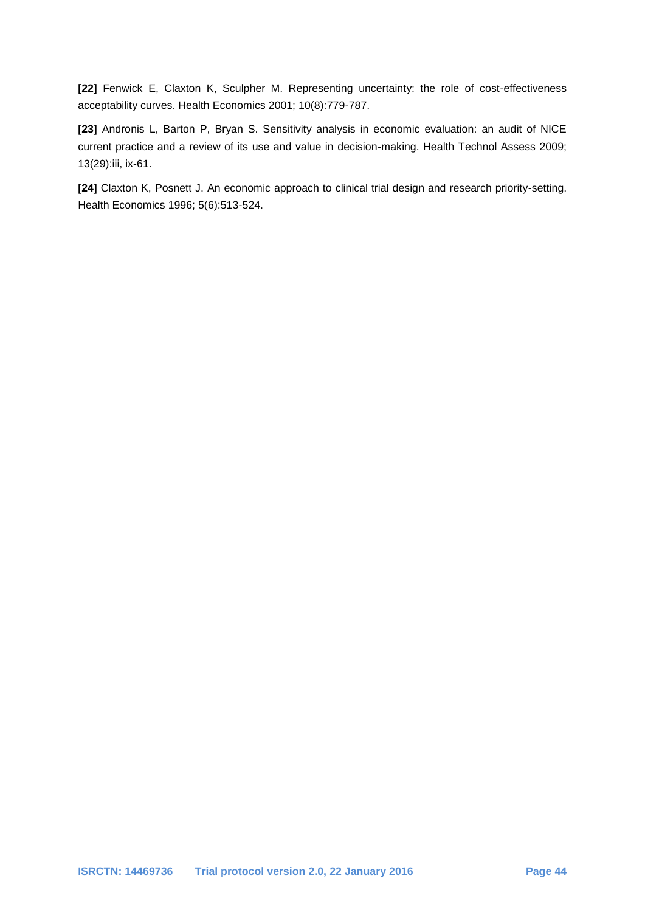**[22]** Fenwick E, Claxton K, Sculpher M. Representing uncertainty: the role of cost-effectiveness acceptability curves. Health Economics 2001; 10(8):779-787.

**[23]** Andronis L, Barton P, Bryan S. Sensitivity analysis in economic evaluation: an audit of NICE current practice and a review of its use and value in decision-making. Health Technol Assess 2009; 13(29):iii, ix-61.

**[24]** Claxton K, Posnett J. An economic approach to clinical trial design and research priority-setting. Health Economics 1996; 5(6):513-524.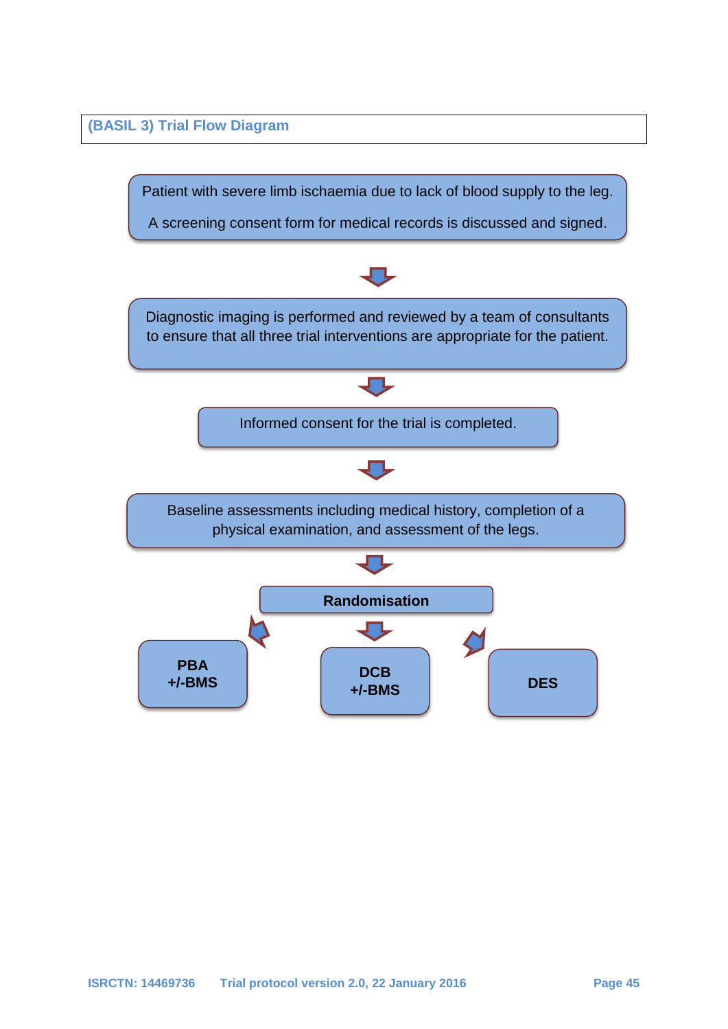## (BASIL 3) Trial Flow Diagram

Patient with severe limb ischaemia due to lack of blood supply to the leg.

A screening consent form for medical records is discussed and signed.

Diagnostic imaging is performed and reviewed by a team of consultants to ensure that all three trial interventions are appropriate for the patient.

Informed consent for the trial is completed.

Baseline assessments including medical history, completion of a physical examination, and assessment of the legs.

**Randomisation**

**PBA +/-BMS**

**DCB +/-BMS**

**DES**